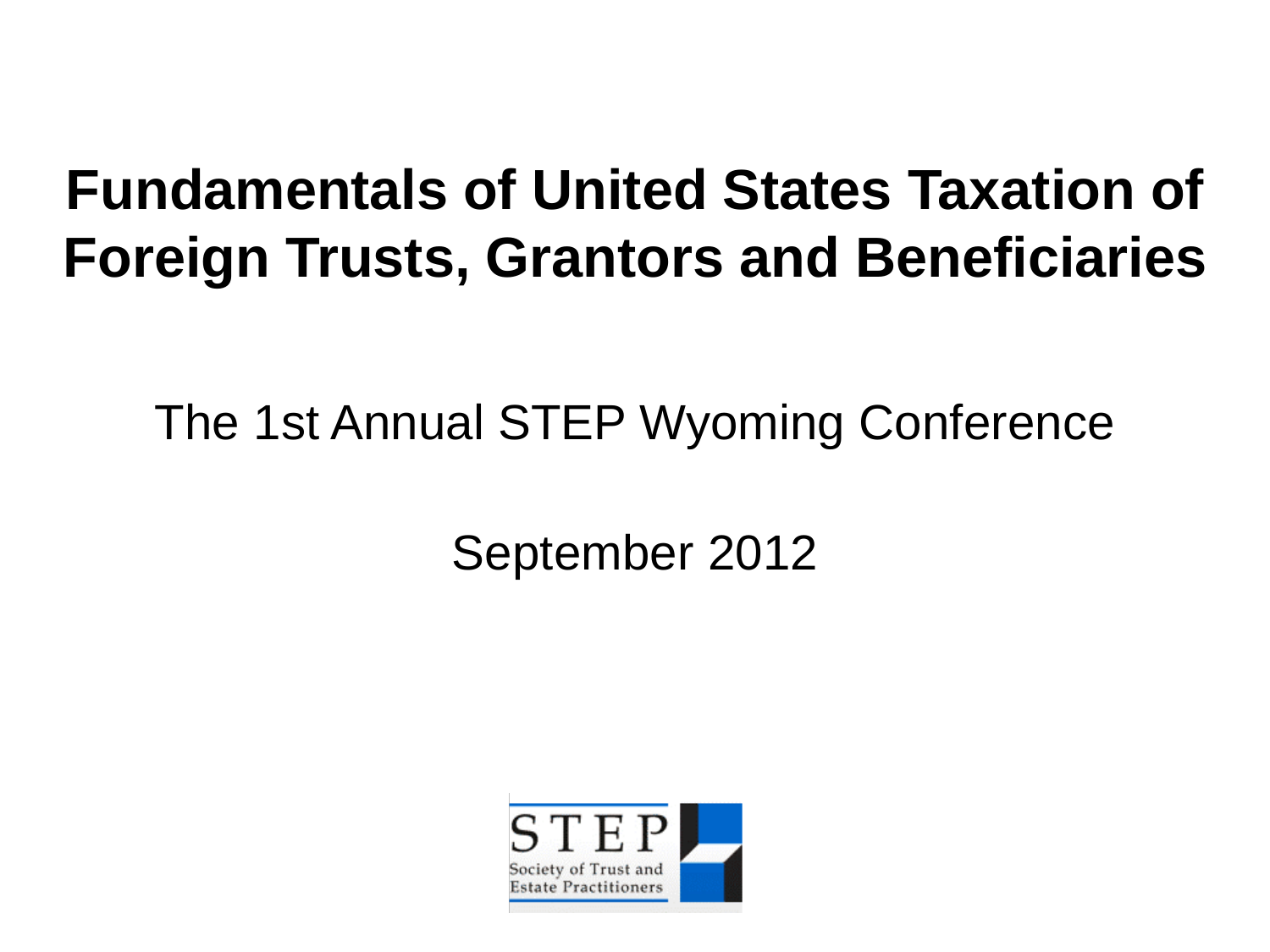# Fundamentals of United States Taxation of Foreign Trusts, Grantors and Beneficiaries

The 1st Annual STEP Wyoming Conference

September 2012

STEP
Society of Trust and Estate Practitioners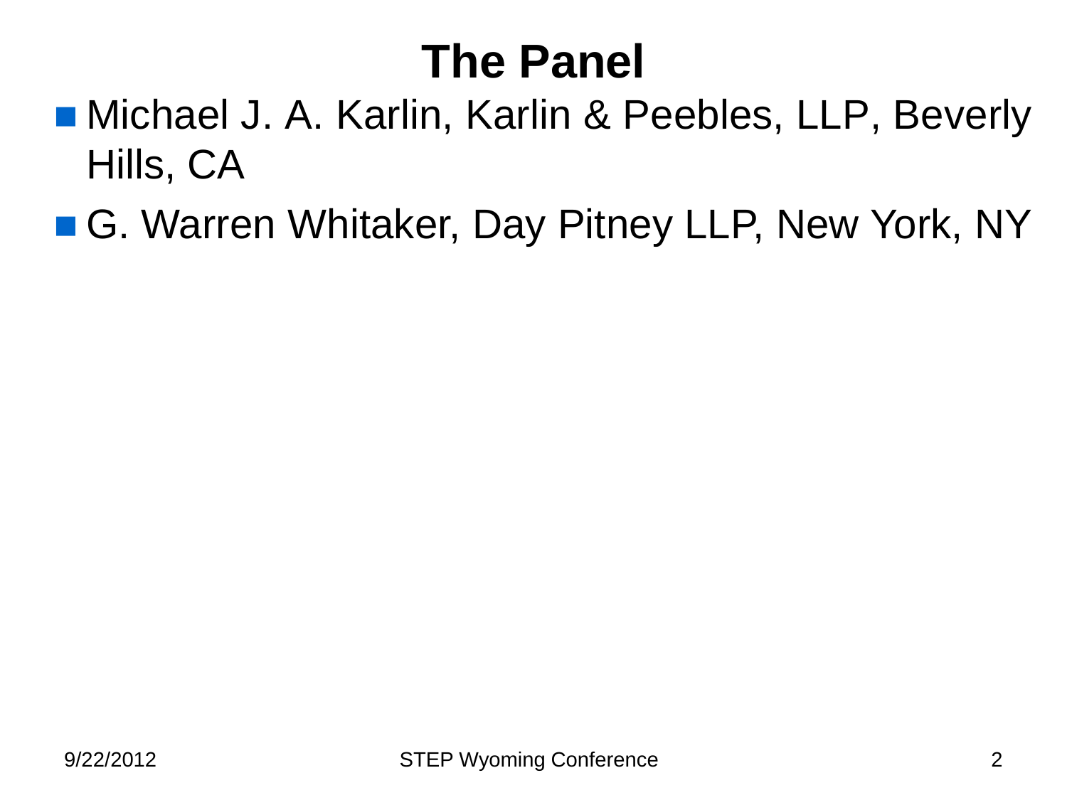# The Panel

- Michael J. A. Karlin, Karlin & Peebles, LLP, Beverly Hills, CA
- G. Warren Whitaker, Day Pitney LLP, New York, NY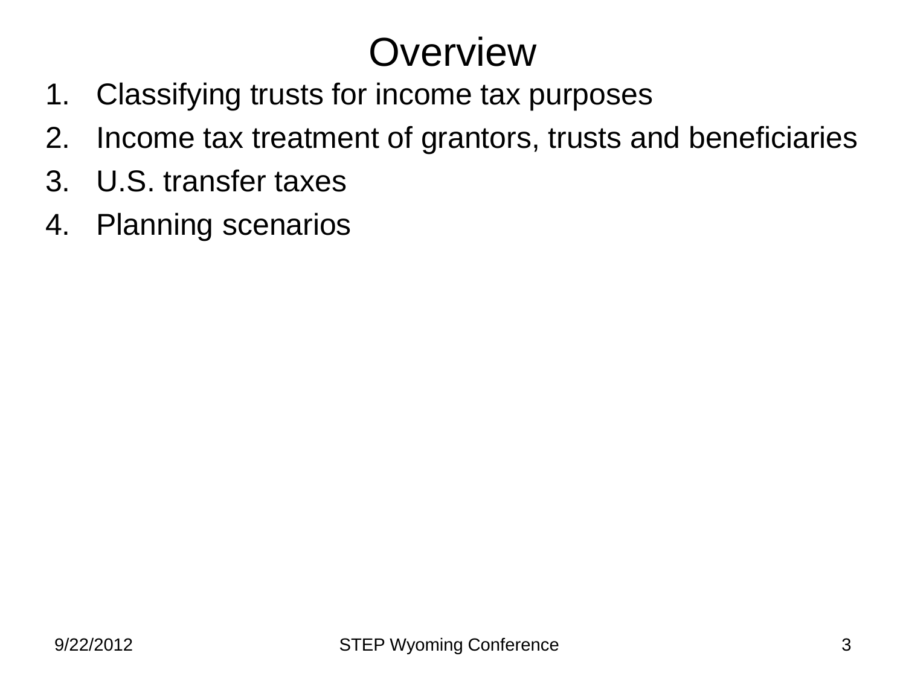# Overview

1. Classifying trusts for income tax purposes
2. Income tax treatment of grantors, trusts and beneficiaries
3. U.S. transfer taxes
4. Planning scenarios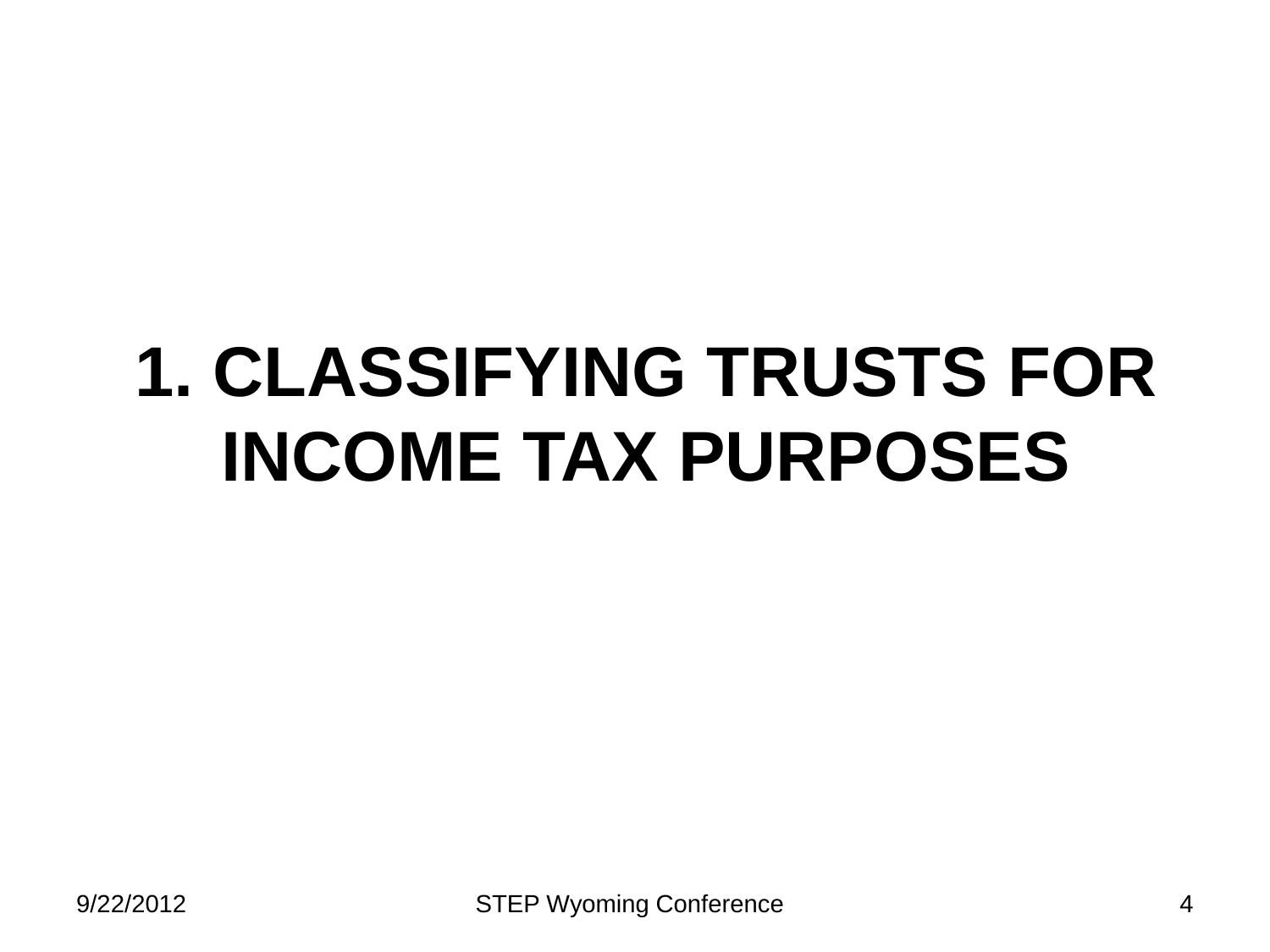# 1. CLASSIFYING TRUSTS FOR INCOME TAX PURPOSES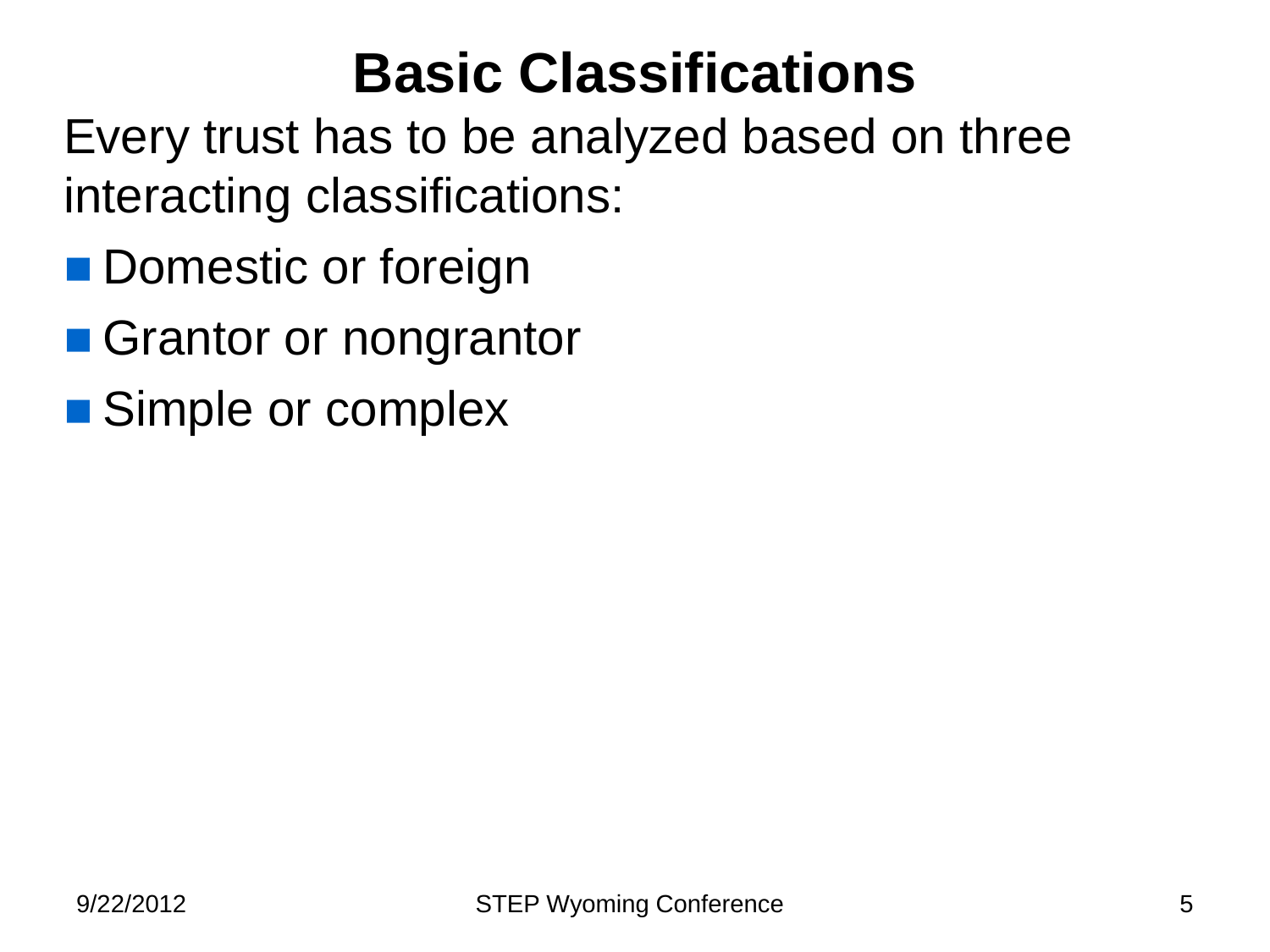# Basic Classifications

Every trust has to be analyzed based on three interacting classifications:

- Domestic or foreign
- Grantor or nongrantor
- Simple or complex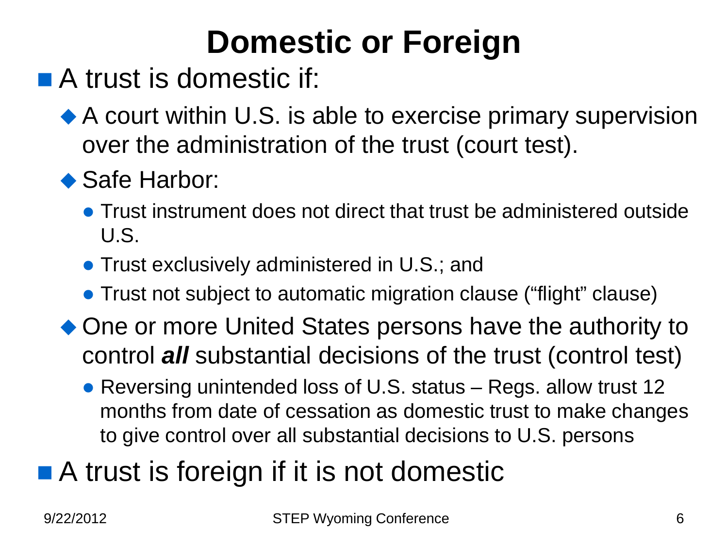# Domestic or Foreign

- A trust is domestic if:
  - A court within U.S. is able to exercise primary supervision over the administration of the trust (court test).
  - Safe Harbor:
    - Trust instrument does not direct that trust be administered outside U.S.
    - Trust exclusively administered in U.S.; and
    - Trust not subject to automatic migration clause ("flight" clause)
  - One or more United States persons have the authority to control ***all*** substantial decisions of the trust (control test)
    - Reversing unintended loss of U.S. status – Regs. allow trust 12 months from date of cessation as domestic trust to make changes to give control over all substantial decisions to U.S. persons
- A trust is foreign if it is not domestic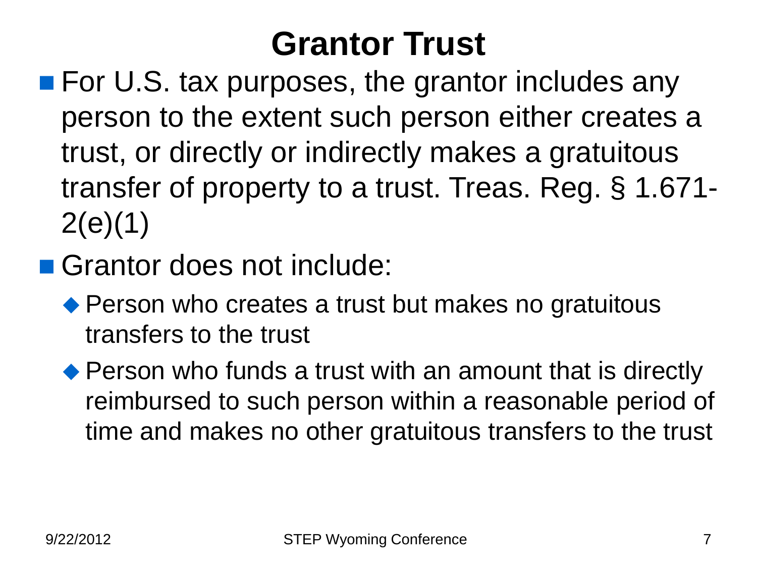# Grantor Trust

- For U.S. tax purposes, the grantor includes any person to the extent such person either creates a trust, or directly or indirectly makes a gratuitous transfer of property to a trust. Treas. Reg. § 1.671-2(e)(1)
- Grantor does not include:
  - Person who creates a trust but makes no gratuitous transfers to the trust
  - Person who funds a trust with an amount that is directly reimbursed to such person within a reasonable period of time and makes no other gratuitous transfers to the trust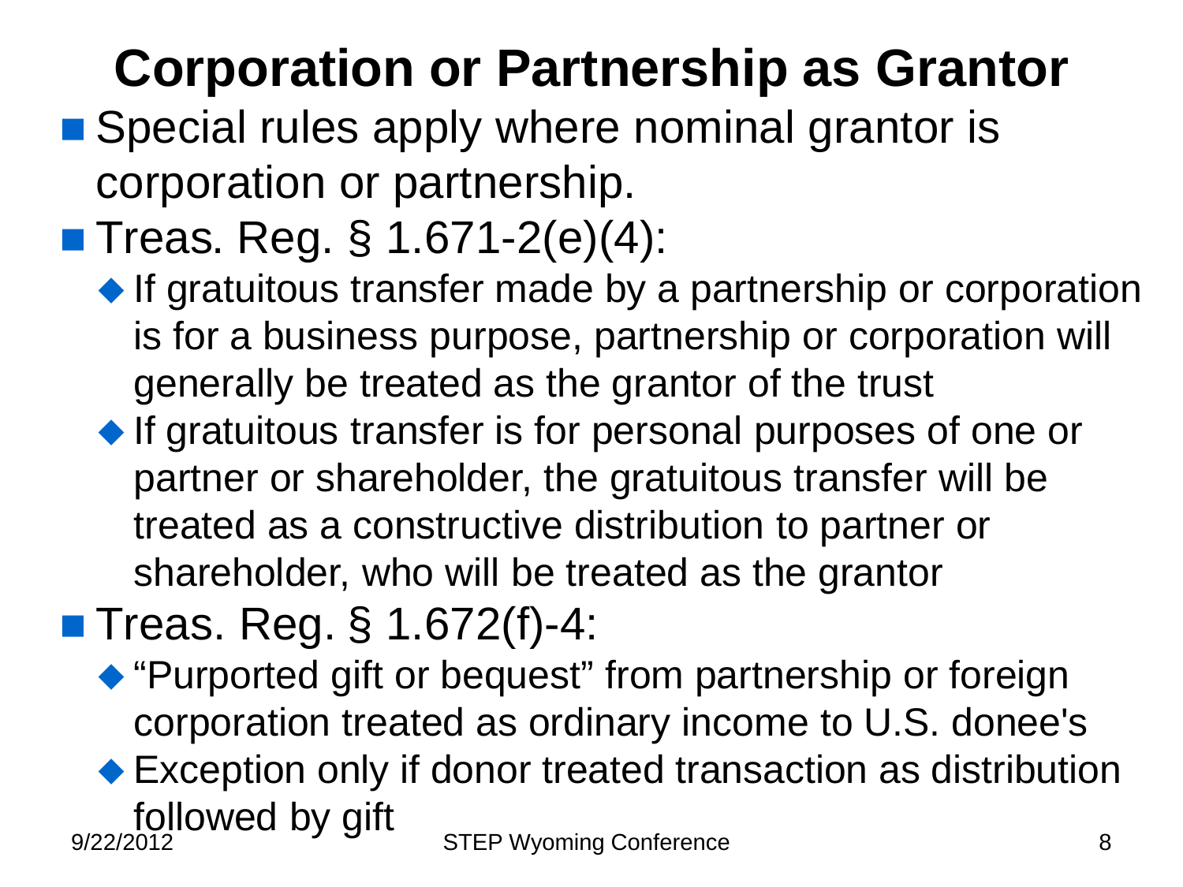# Corporation or Partnership as Grantor

- Special rules apply where nominal grantor is corporation or partnership.
- Treas. Reg. § 1.671-2(e)(4):
  - If gratuitous transfer made by a partnership or corporation is for a business purpose, partnership or corporation will generally be treated as the grantor of the trust
  - If gratuitous transfer is for personal purposes of one or partner or shareholder, the gratuitous transfer will be treated as a constructive distribution to partner or shareholder, who will be treated as the grantor
- Treas. Reg. § 1.672(f)-4:
  - "Purported gift or bequest" from partnership or foreign corporation treated as ordinary income to U.S. donee's
  - Exception only if donor treated transaction as distribution followed by gift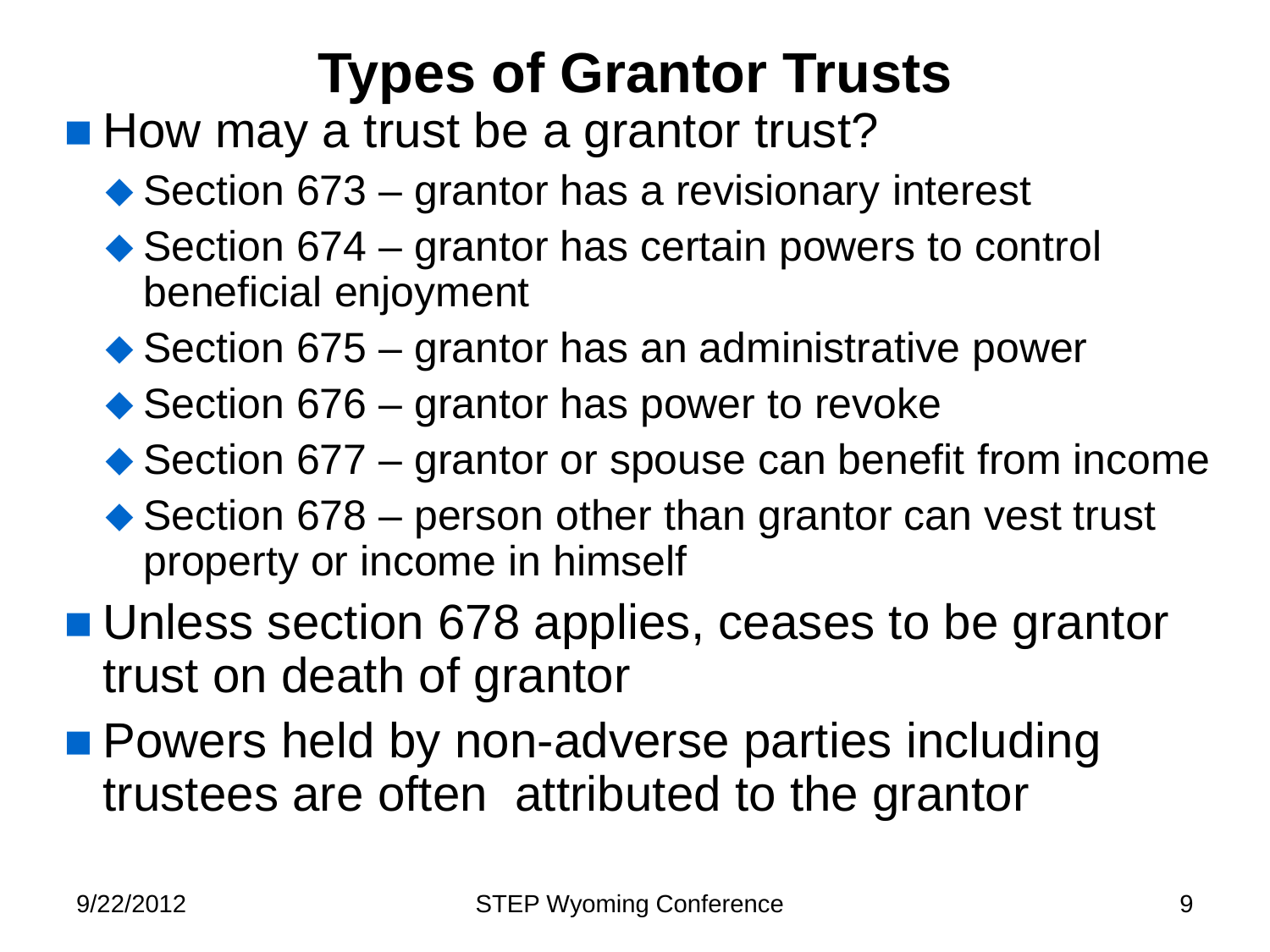# Types of Grantor Trusts

- How may a trust be a grantor trust?
  - Section 673 – grantor has a revisionary interest
  - Section 674 – grantor has certain powers to control beneficial enjoyment
  - Section 675 – grantor has an administrative power
  - Section 676 – grantor has power to revoke
  - Section 677 – grantor or spouse can benefit from income
  - Section 678 – person other than grantor can vest trust property or income in himself
- Unless section 678 applies, ceases to be grantor trust on death of grantor
- Powers held by non-adverse parties including trustees are often attributed to the grantor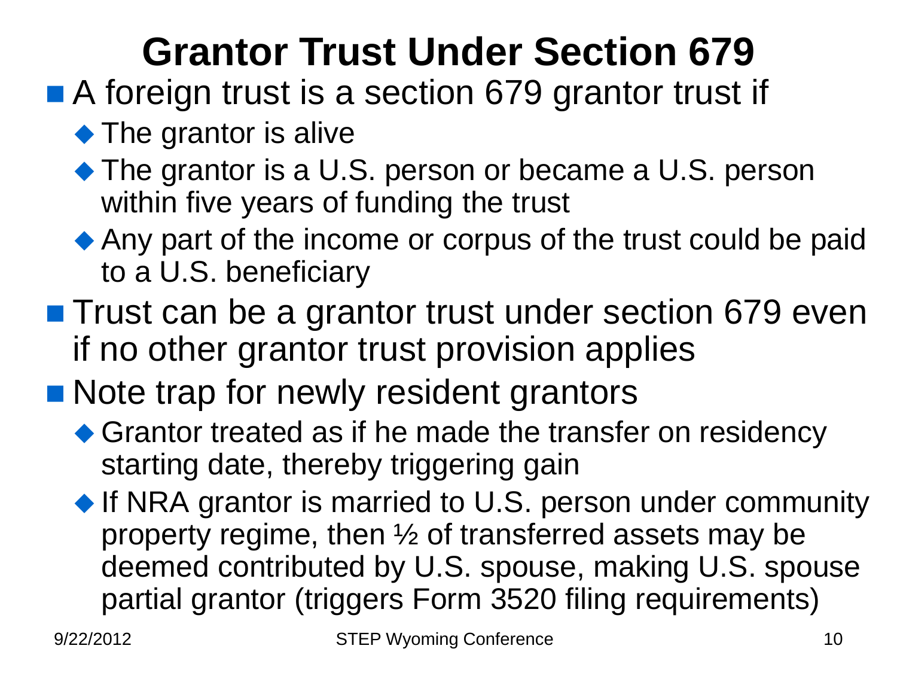# Grantor Trust Under Section 679

- A foreign trust is a section 679 grantor trust if
  - The grantor is alive
  - The grantor is a U.S. person or became a U.S. person within five years of funding the trust
  - Any part of the income or corpus of the trust could be paid to a U.S. beneficiary
- Trust can be a grantor trust under section 679 even if no other grantor trust provision applies
- Note trap for newly resident grantors
  - Grantor treated as if he made the transfer on residency starting date, thereby triggering gain
  - If NRA grantor is married to U.S. person under community property regime, then ½ of transferred assets may be deemed contributed by U.S. spouse, making U.S. spouse partial grantor (triggers Form 3520 filing requirements)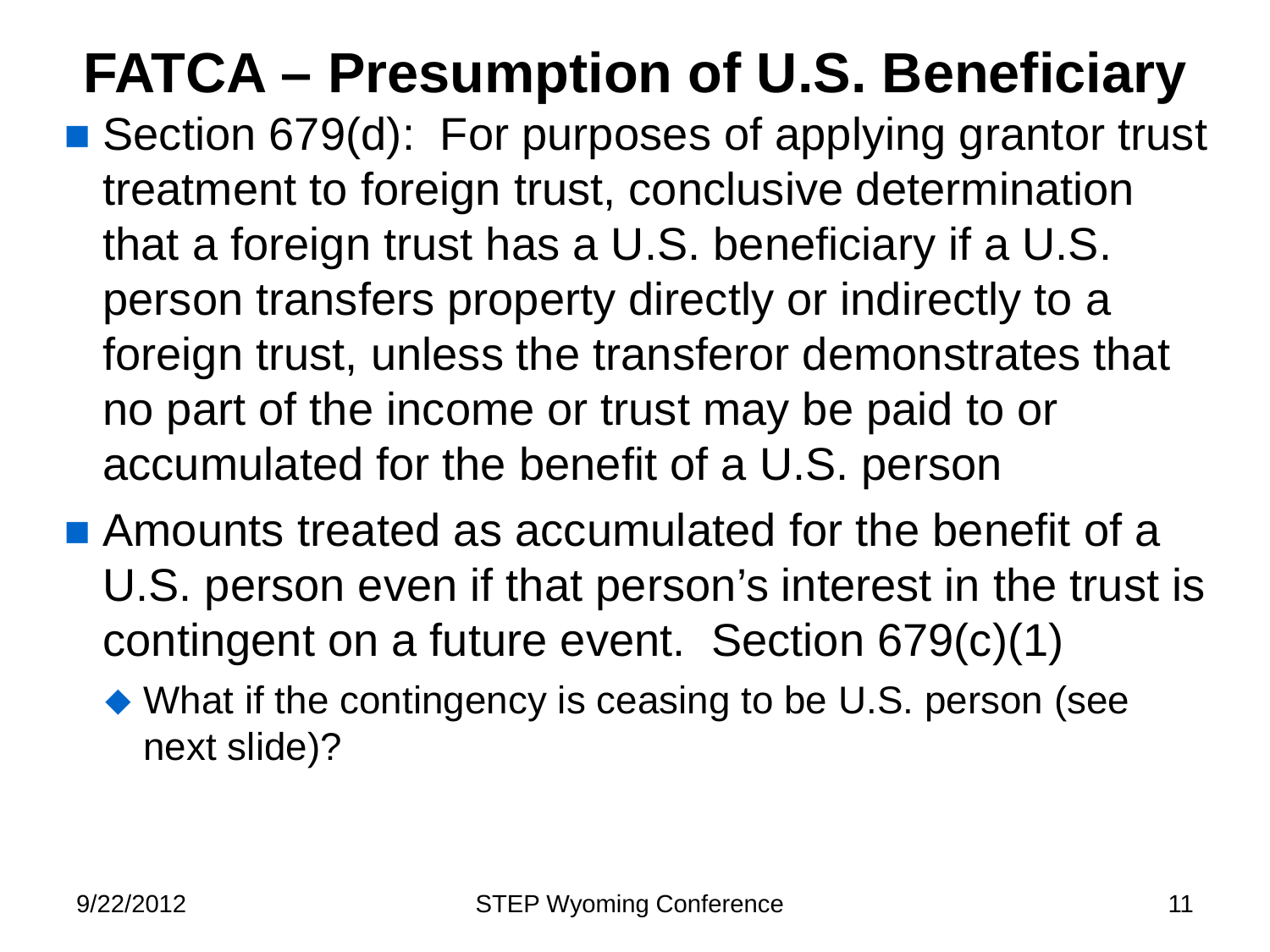# FATCA – Presumption of U.S. Beneficiary

- Section 679(d): For purposes of applying grantor trust treatment to foreign trust, conclusive determination that a foreign trust has a U.S. beneficiary if a U.S. person transfers property directly or indirectly to a foreign trust, unless the transferor demonstrates that no part of the income or trust may be paid to or accumulated for the benefit of a U.S. person
- Amounts treated as accumulated for the benefit of a U.S. person even if that person's interest in the trust is contingent on a future event. Section 679(c)(1)
  - What if the contingency is ceasing to be U.S. person (see next slide)?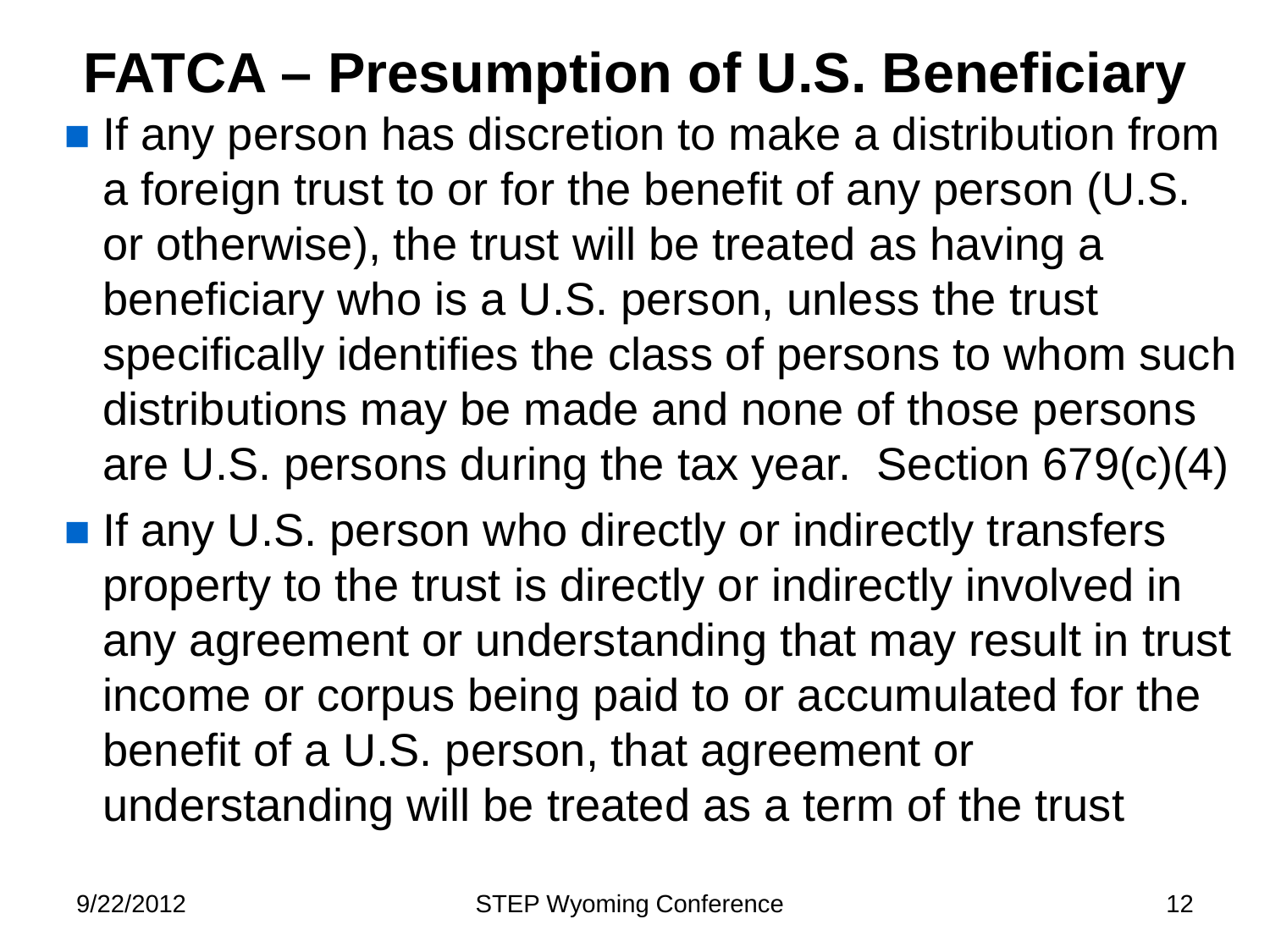# FATCA – Presumption of U.S. Beneficiary

- If any person has discretion to make a distribution from a foreign trust to or for the benefit of any person (U.S. or otherwise), the trust will be treated as having a beneficiary who is a U.S. person, unless the trust specifically identifies the class of persons to whom such distributions may be made and none of those persons are U.S. persons during the tax year. Section 679(c)(4)
- If any U.S. person who directly or indirectly transfers property to the trust is directly or indirectly involved in any agreement or understanding that may result in trust income or corpus being paid to or accumulated for the benefit of a U.S. person, that agreement or understanding will be treated as a term of the trust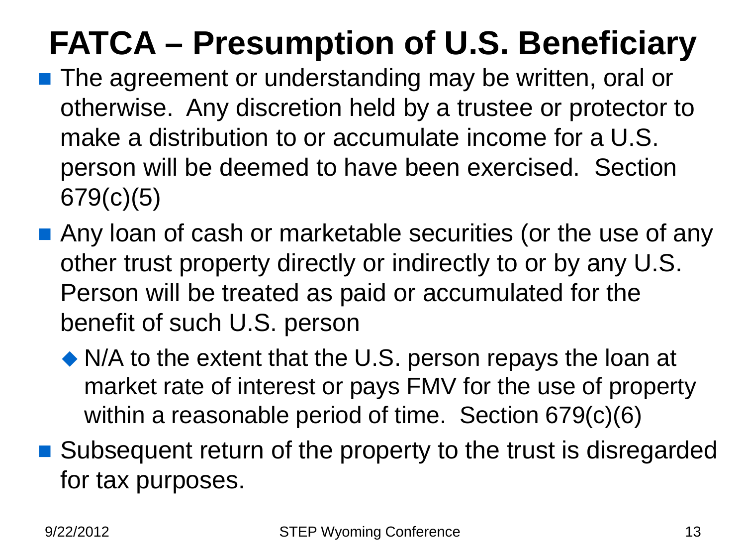# FATCA – Presumption of U.S. Beneficiary

- The agreement or understanding may be written, oral or otherwise. Any discretion held by a trustee or protector to make a distribution to or accumulate income for a U.S. person will be deemed to have been exercised. Section 679(c)(5)
- Any loan of cash or marketable securities (or the use of any other trust property directly or indirectly to or by any U.S. Person will be treated as paid or accumulated for the benefit of such U.S. person
  - N/A to the extent that the U.S. person repays the loan at market rate of interest or pays FMV for the use of property within a reasonable period of time. Section 679(c)(6)
- Subsequent return of the property to the trust is disregarded for tax purposes.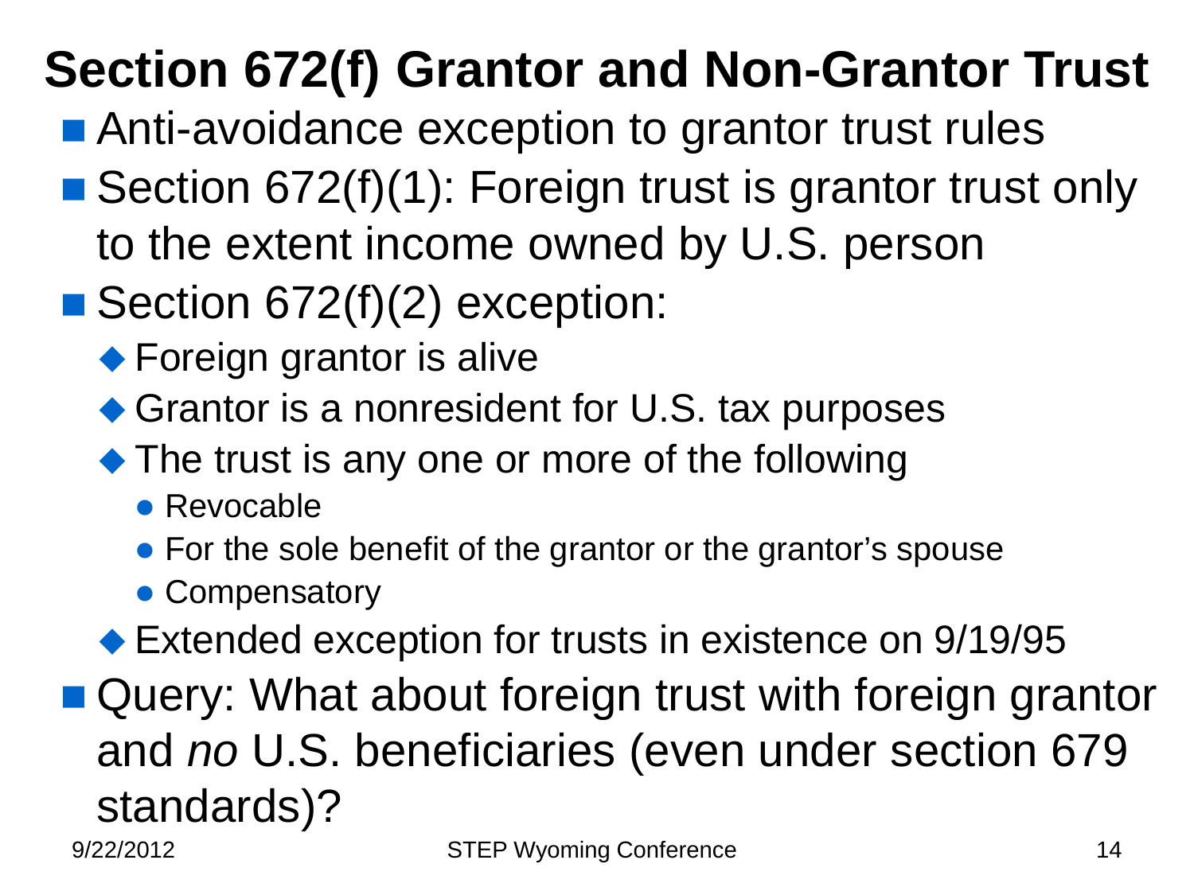# Section 672(f) Grantor and Non-Grantor Trust

- Anti-avoidance exception to grantor trust rules
- Section 672(f)(1): Foreign trust is grantor trust only to the extent income owned by U.S. person
- Section 672(f)(2) exception:
  - Foreign grantor is alive
  - Grantor is a nonresident for U.S. tax purposes
  - The trust is any one or more of the following
    - Revocable
    - For the sole benefit of the grantor or the grantor's spouse
    - Compensatory
  - Extended exception for trusts in existence on 9/19/95
- Query: What about foreign trust with foreign grantor and *no* U.S. beneficiaries (even under section 679 standards)?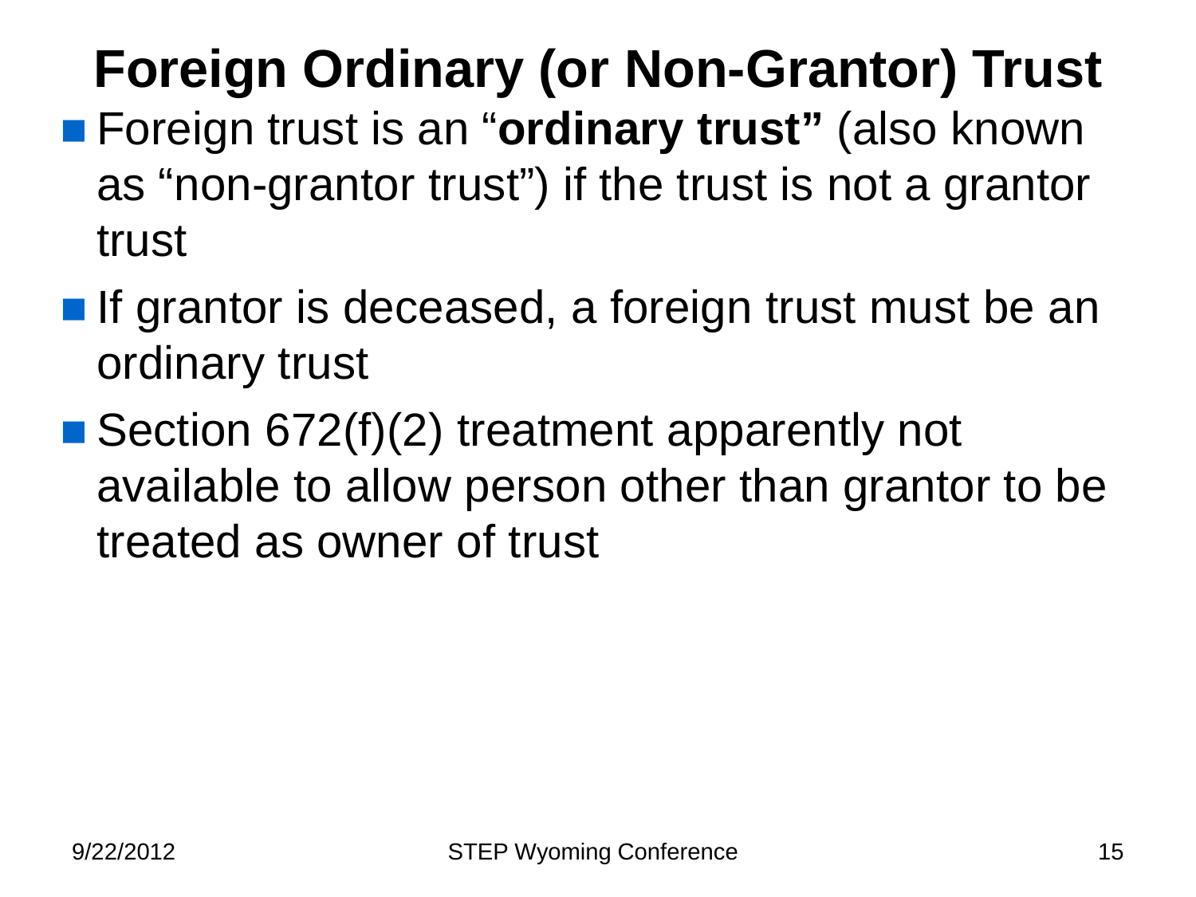# Foreign Ordinary (or Non-Grantor) Trust

- Foreign trust is an "**ordinary trust"** (also known as "non-grantor trust") if the trust is not a grantor trust
- If grantor is deceased, a foreign trust must be an ordinary trust
- Section 672(f)(2) treatment apparently not available to allow person other than grantor to be treated as owner of trust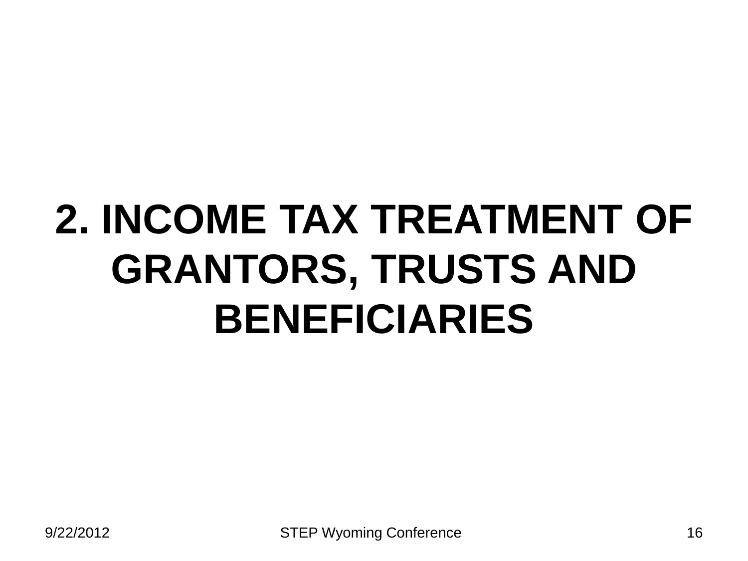# 2. INCOME TAX TREATMENT OF GRANTORS, TRUSTS AND BENEFICIARIES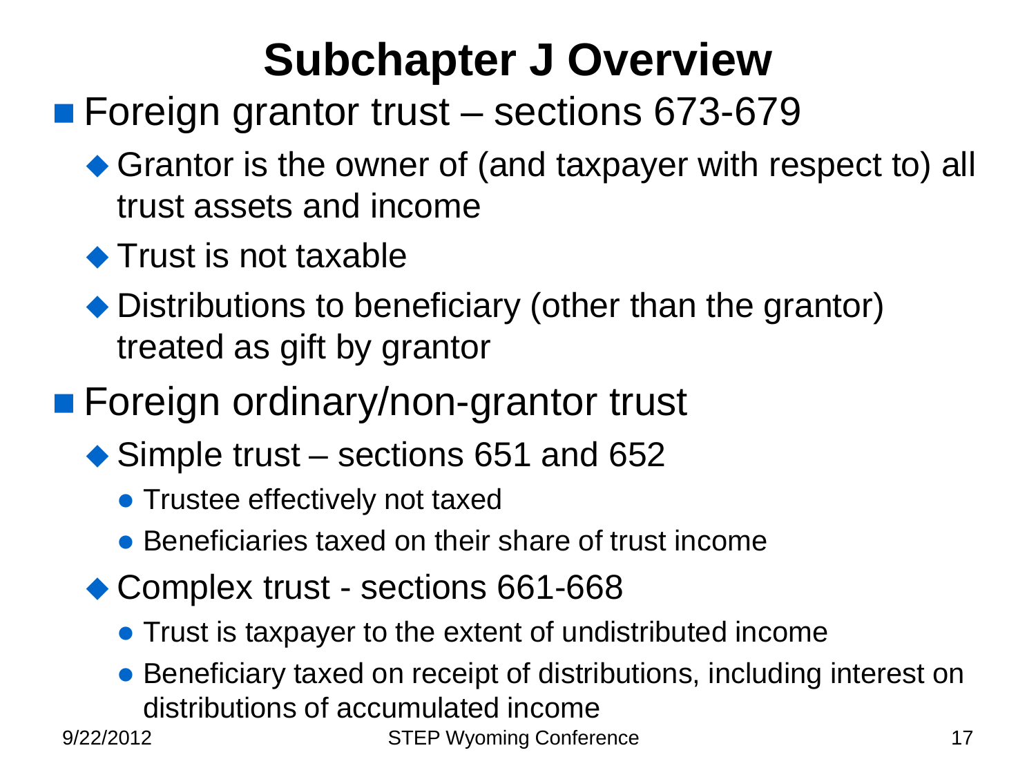# Subchapter J Overview

- Foreign grantor trust – sections 673-679
  - Grantor is the owner of (and taxpayer with respect to) all trust assets and income
  - Trust is not taxable
  - Distributions to beneficiary (other than the grantor) treated as gift by grantor
- Foreign ordinary/non-grantor trust
  - Simple trust – sections 651 and 652
    - Trustee effectively not taxed
    - Beneficiaries taxed on their share of trust income
  - Complex trust - sections 661-668
    - Trust is taxpayer to the extent of undistributed income
    - Beneficiary taxed on receipt of distributions, including interest on distributions of accumulated income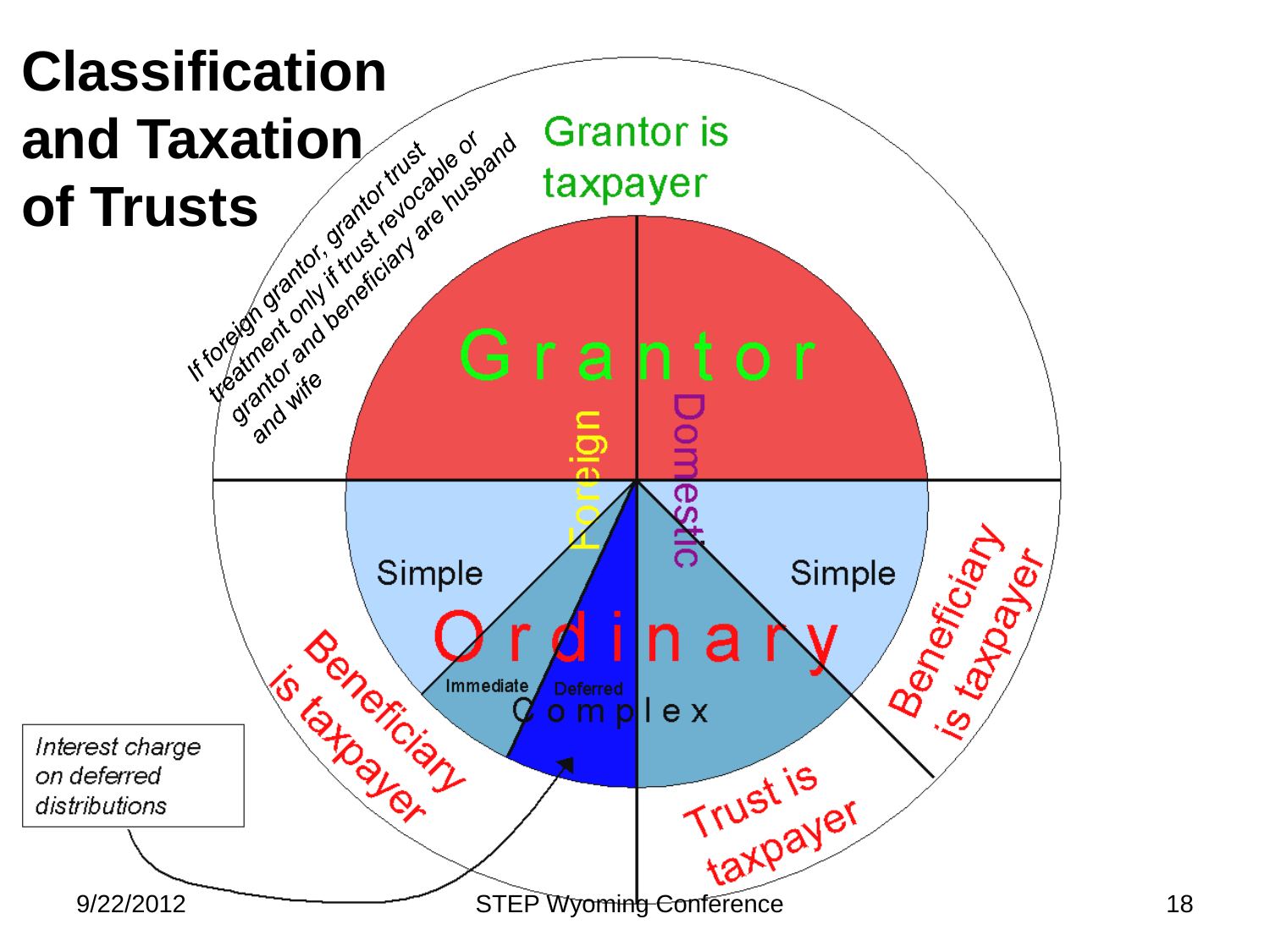# Classification and Taxation of Trusts

Grantor is taxpayer

If foreign grantor, grantor trust treatment only if trust revocable or grantor and beneficiary are husband and wife

Grantor

Foreign

Domestic

Simple

Simple

Ordinary

Immediate

Deferred

Complex

Beneficiary is taxpayer

Beneficiary is taxpayer

Trust is taxpayer

*Interest charge on deferred distributions*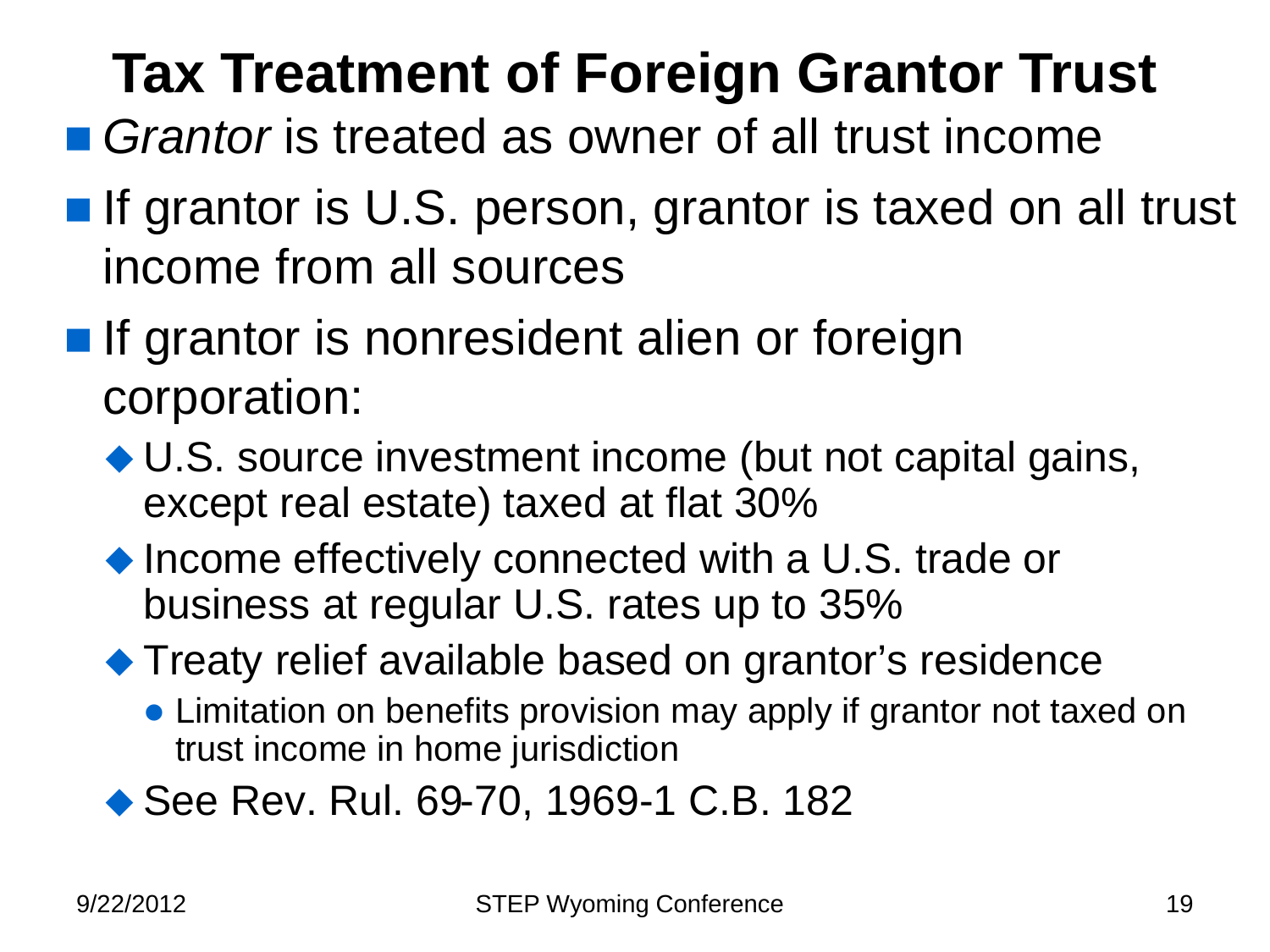# Tax Treatment of Foreign Grantor Trust

- *Grantor* is treated as owner of all trust income
- If grantor is U.S. person, grantor is taxed on all trust income from all sources
- If grantor is nonresident alien or foreign corporation:
  - U.S. source investment income (but not capital gains, except real estate) taxed at flat 30%
  - Income effectively connected with a U.S. trade or business at regular U.S. rates up to 35%
  - Treaty relief available based on grantor's residence
    - Limitation on benefits provision may apply if grantor not taxed on trust income in home jurisdiction
  - See Rev. Rul. 69-70, 1969-1 C.B. 182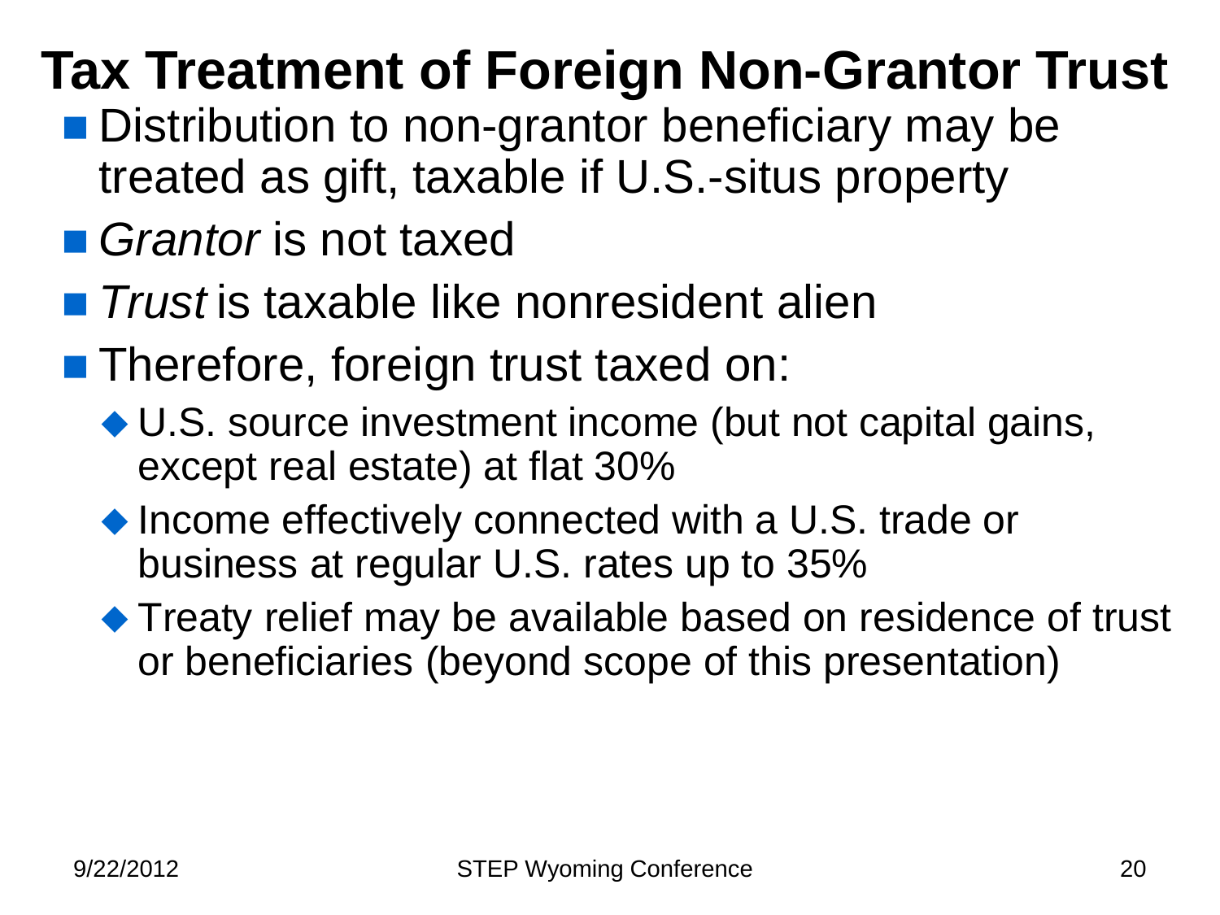# Tax Treatment of Foreign Non-Grantor Trust

- Distribution to non-grantor beneficiary may be treated as gift, taxable if U.S.-situs property
- *Grantor* is not taxed
- *Trust* is taxable like nonresident alien
- Therefore, foreign trust taxed on:
  - U.S. source investment income (but not capital gains, except real estate) at flat 30%
  - Income effectively connected with a U.S. trade or business at regular U.S. rates up to 35%
  - Treaty relief may be available based on residence of trust or beneficiaries (beyond scope of this presentation)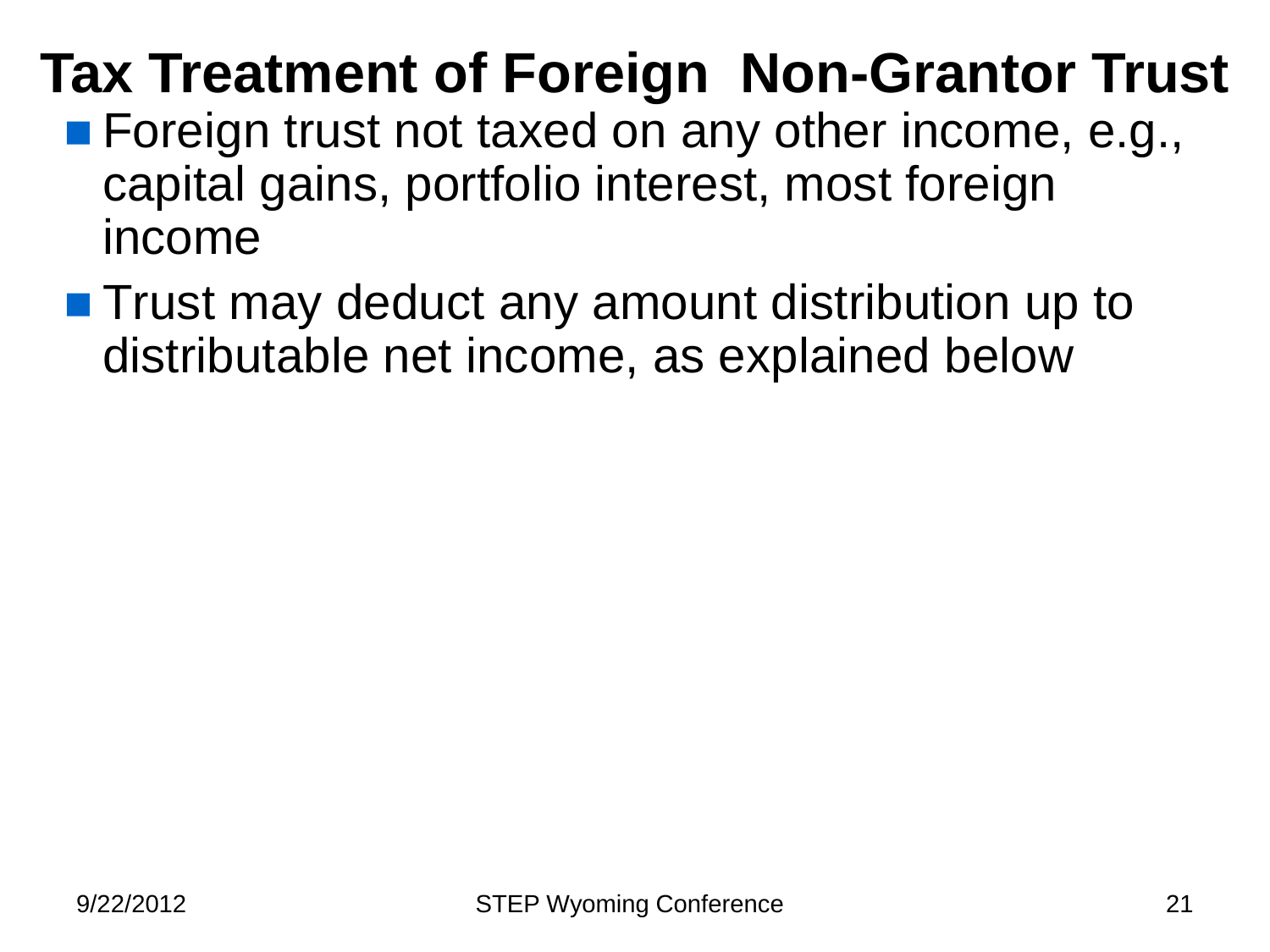# Tax Treatment of Foreign Non-Grantor Trust

- Foreign trust not taxed on any other income, e.g., capital gains, portfolio interest, most foreign income
- Trust may deduct any amount distribution up to distributable net income, as explained below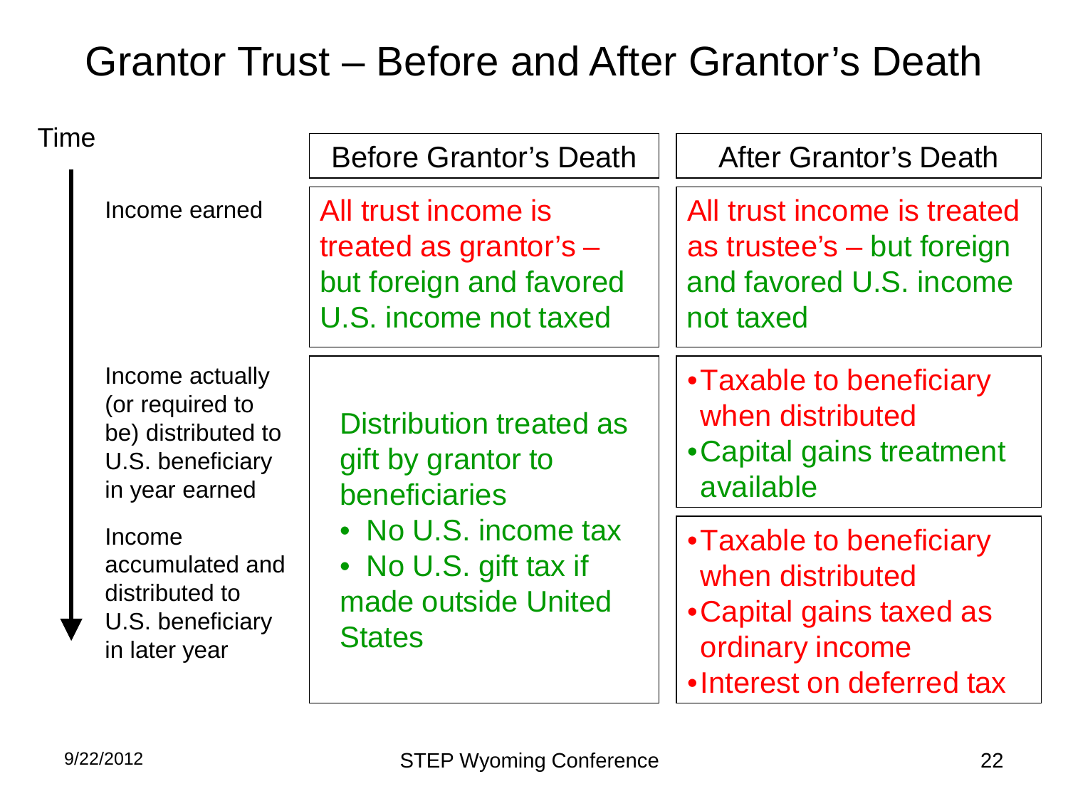# Grantor Trust – Before and After Grantor's Death

| Time | Before Grantor's Death | After Grantor's Death |
|---|---|---|
| Income earned | All trust income is treated as grantor's – but foreign and favored U.S. income not taxed | All trust income is treated as trustee's – but foreign and favored U.S. income not taxed |
| Income actually (or required to be) distributed to U.S. beneficiary in year earned | Distribution treated as gift by grantor to beneficiaries<br>• No U.S. income tax<br>• No U.S. gift tax if made outside United States | • Taxable to beneficiary when distributed<br>• Capital gains treatment available |
| Income accumulated and distributed to U.S. beneficiary in later year | | • Taxable to beneficiary when distributed<br>• Capital gains taxed as ordinary income<br>• Interest on deferred tax |

9/22/2012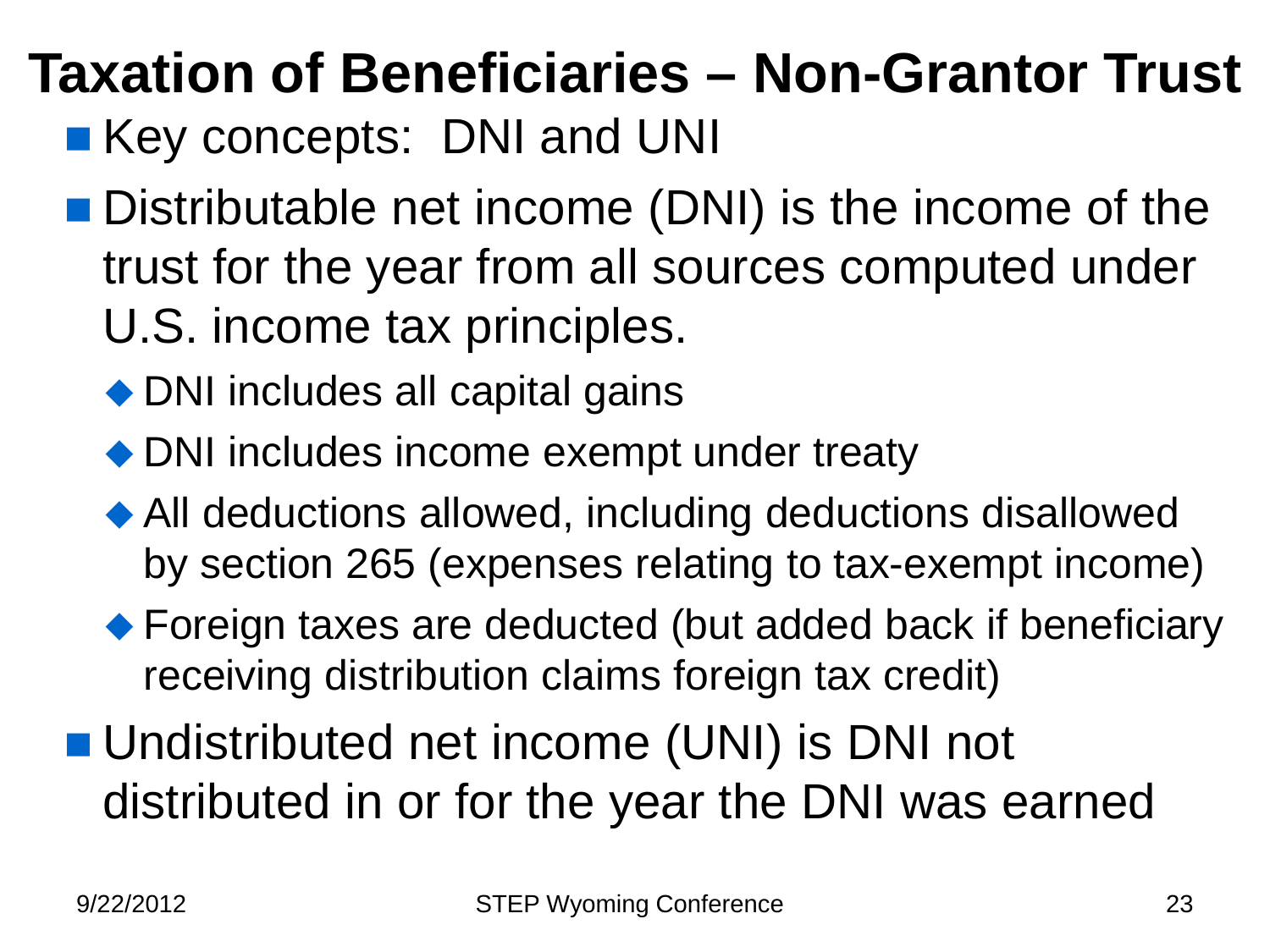# Taxation of Beneficiaries – Non-Grantor Trust

- Key concepts: DNI and UNI
- Distributable net income (DNI) is the income of the trust for the year from all sources computed under U.S. income tax principles.
  - DNI includes all capital gains
  - DNI includes income exempt under treaty
  - All deductions allowed, including deductions disallowed by section 265 (expenses relating to tax-exempt income)
  - Foreign taxes are deducted (but added back if beneficiary receiving distribution claims foreign tax credit)
- Undistributed net income (UNI) is DNI not distributed in or for the year the DNI was earned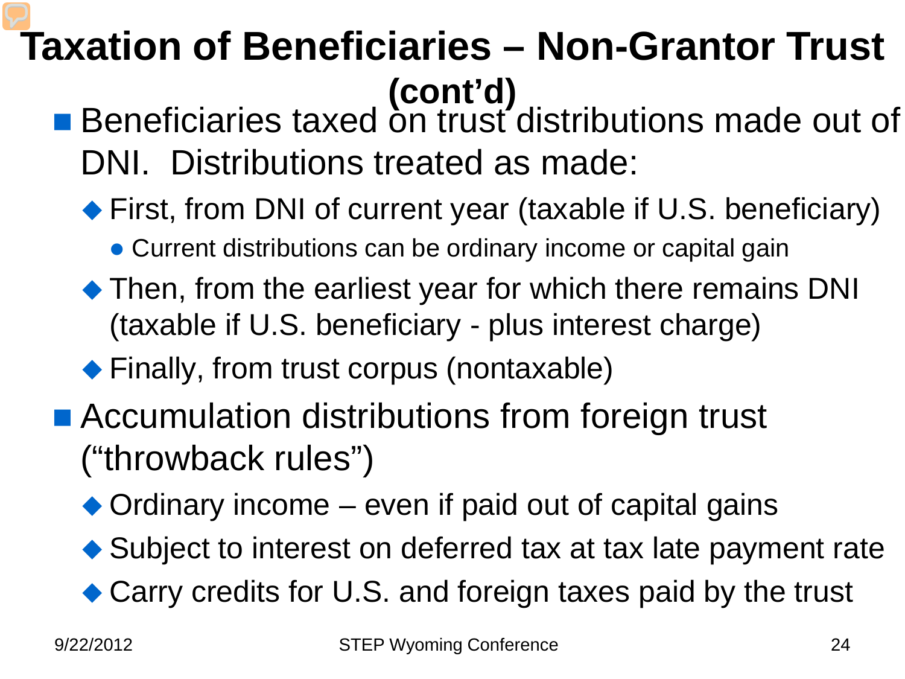# Taxation of Beneficiaries – Non-Grantor Trust (cont'd)

- Beneficiaries taxed on trust distributions made out of DNI. Distributions treated as made:
  - First, from DNI of current year (taxable if U.S. beneficiary)
    - Current distributions can be ordinary income or capital gain
  - Then, from the earliest year for which there remains DNI (taxable if U.S. beneficiary - plus interest charge)
  - Finally, from trust corpus (nontaxable)
- Accumulation distributions from foreign trust ("throwback rules")
  - Ordinary income – even if paid out of capital gains
  - Subject to interest on deferred tax at tax late payment rate
  - Carry credits for U.S. and foreign taxes paid by the trust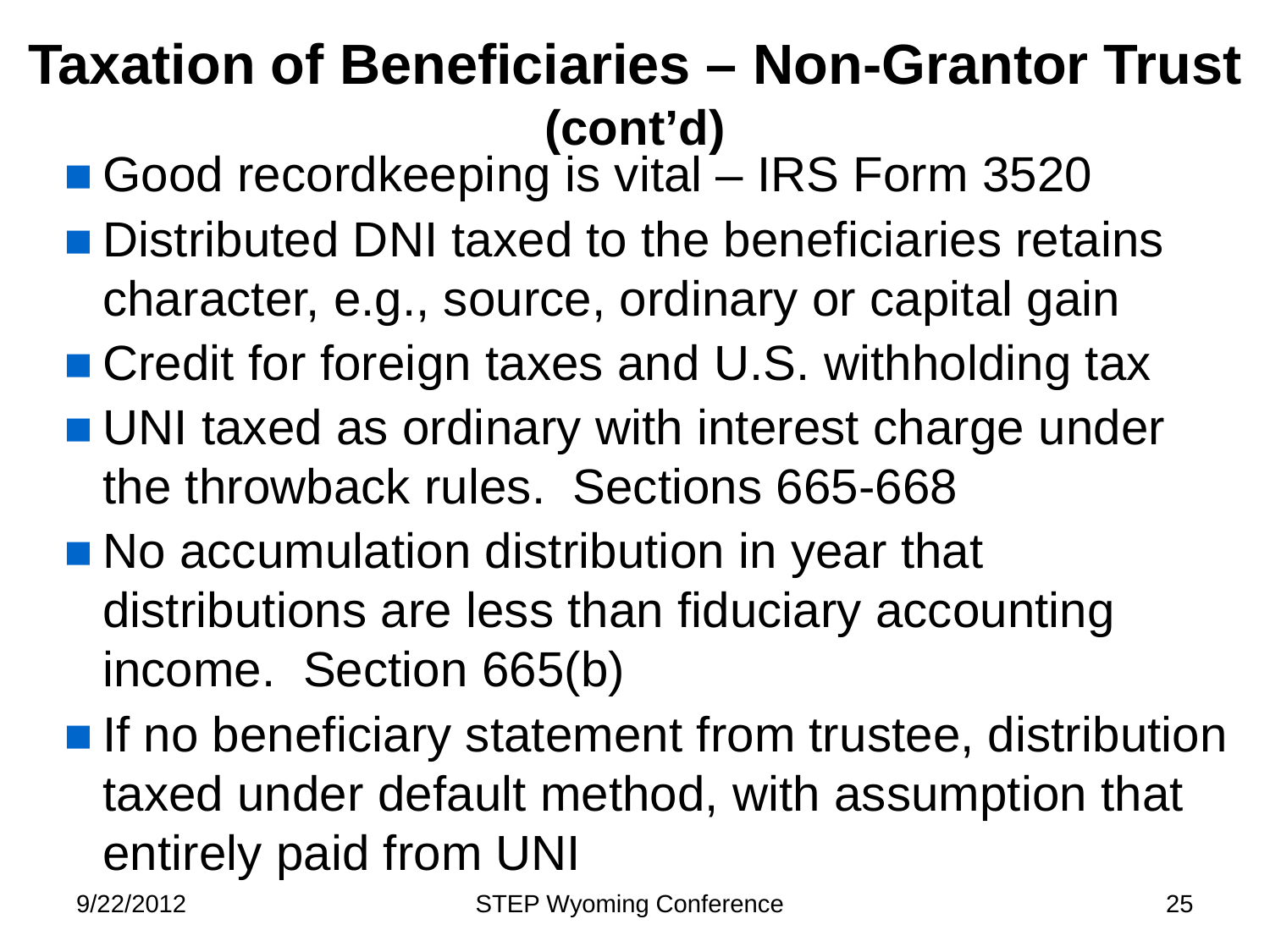# Taxation of Beneficiaries – Non-Grantor Trust (cont'd)

- Good recordkeeping is vital – IRS Form 3520
- Distributed DNI taxed to the beneficiaries retains character, e.g., source, ordinary or capital gain
- Credit for foreign taxes and U.S. withholding tax
- UNI taxed as ordinary with interest charge under the throwback rules. Sections 665-668
- No accumulation distribution in year that distributions are less than fiduciary accounting income. Section 665(b)
- If no beneficiary statement from trustee, distribution taxed under default method, with assumption that entirely paid from UNI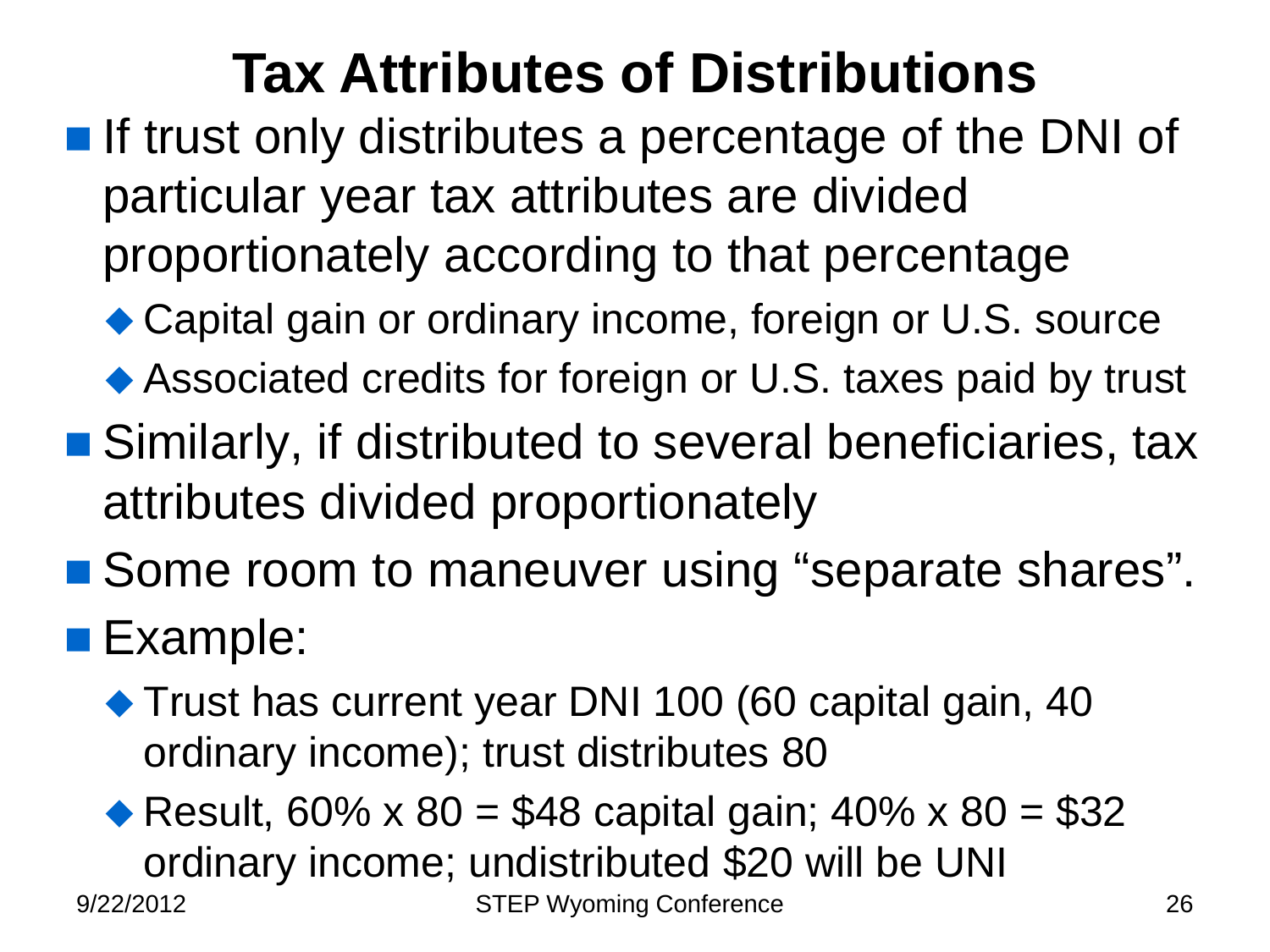# Tax Attributes of Distributions

- If trust only distributes a percentage of the DNI of particular year tax attributes are divided proportionately according to that percentage
  - Capital gain or ordinary income, foreign or U.S. source
  - Associated credits for foreign or U.S. taxes paid by trust
- Similarly, if distributed to several beneficiaries, tax attributes divided proportionately
- Some room to maneuver using "separate shares".
- Example:
  - Trust has current year DNI 100 (60 capital gain, 40 ordinary income); trust distributes 80
  - Result, 60% x 80 = $48 capital gain; 40% x 80 = $32 ordinary income; undistributed $20 will be UNI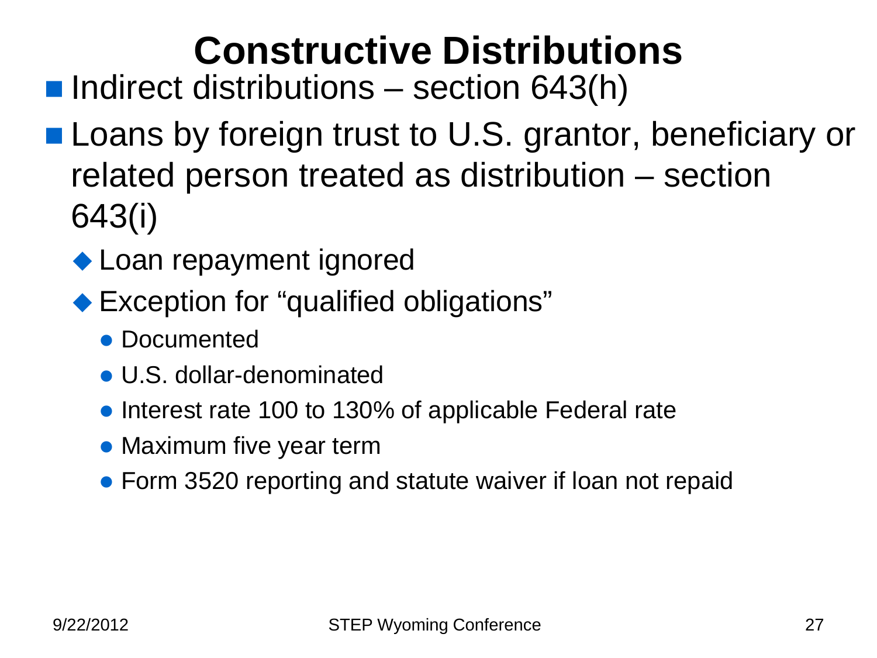# Constructive Distributions

- Indirect distributions – section 643(h)
- Loans by foreign trust to U.S. grantor, beneficiary or related person treated as distribution – section 643(i)
  - Loan repayment ignored
  - Exception for "qualified obligations"
    - Documented
    - U.S. dollar-denominated
    - Interest rate 100 to 130% of applicable Federal rate
    - Maximum five year term
    - Form 3520 reporting and statute waiver if loan not repaid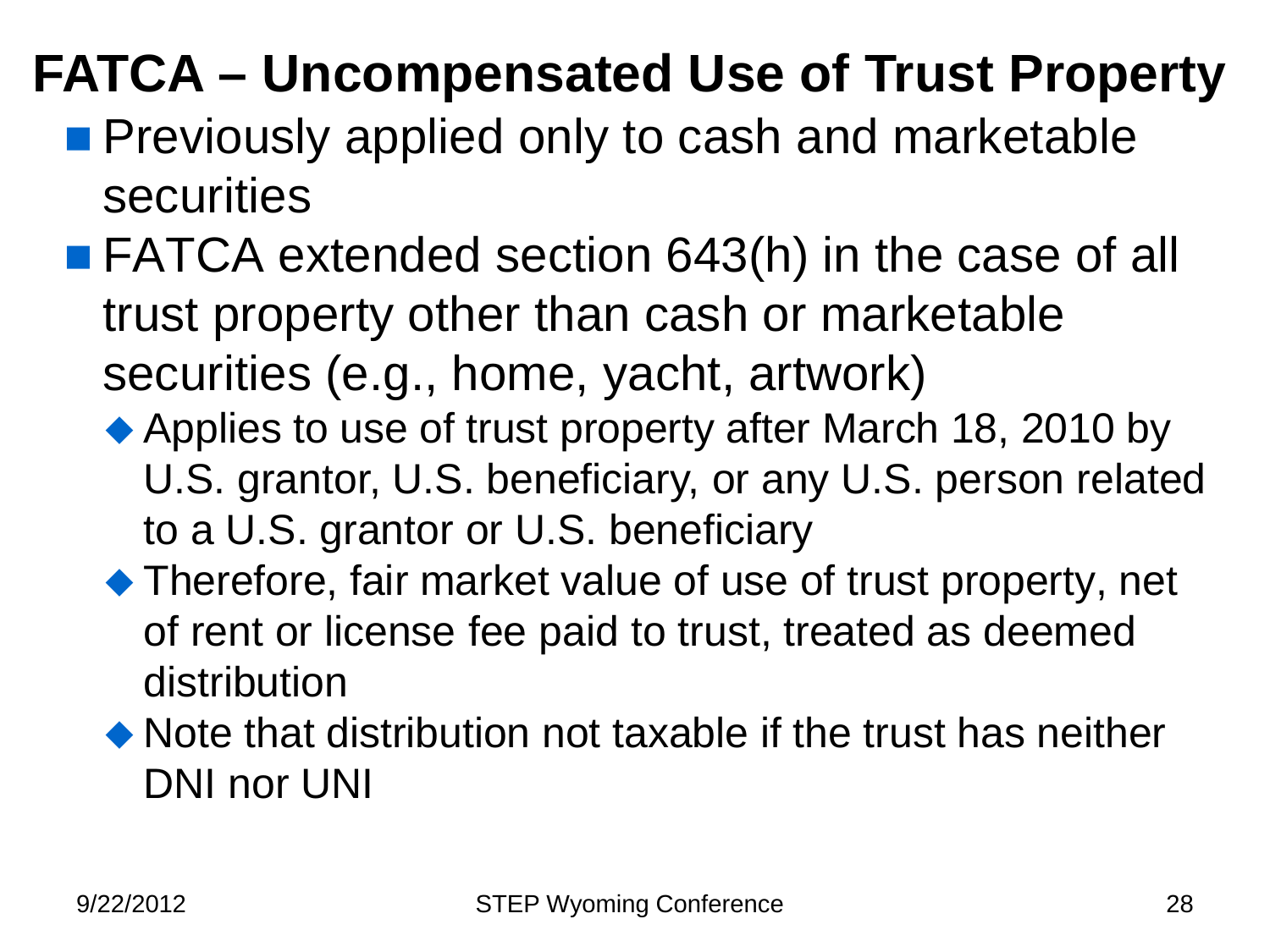# FATCA – Uncompensated Use of Trust Property

- Previously applied only to cash and marketable securities
- FATCA extended section 643(h) in the case of all trust property other than cash or marketable securities (e.g., home, yacht, artwork)
  - Applies to use of trust property after March 18, 2010 by U.S. grantor, U.S. beneficiary, or any U.S. person related to a U.S. grantor or U.S. beneficiary
  - Therefore, fair market value of use of trust property, net of rent or license fee paid to trust, treated as deemed distribution
  - Note that distribution not taxable if the trust has neither DNI nor UNI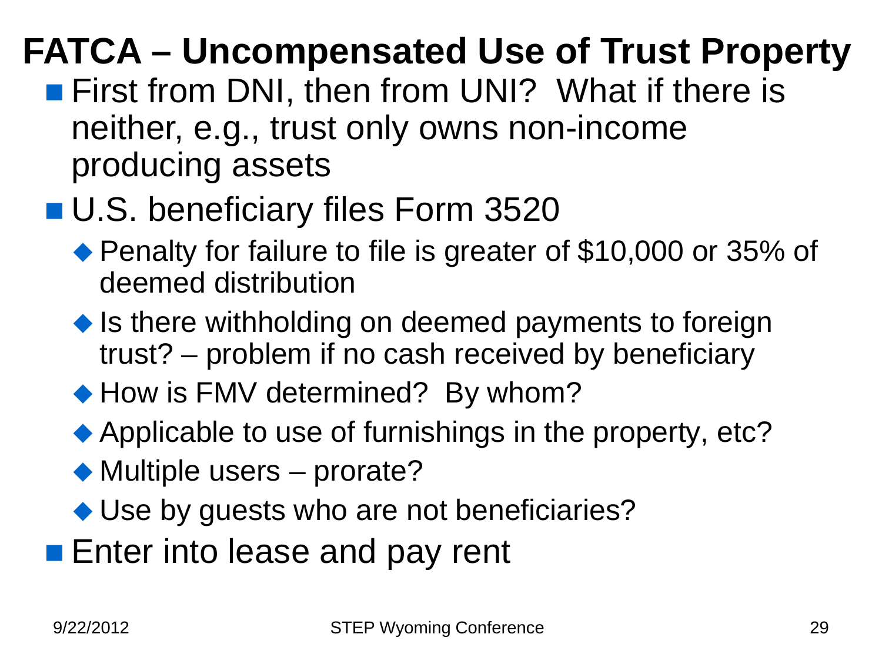# FATCA – Uncompensated Use of Trust Property

- First from DNI, then from UNI? What if there is neither, e.g., trust only owns non-income producing assets
- U.S. beneficiary files Form 3520
  - Penalty for failure to file is greater of $10,000 or 35% of deemed distribution
  - Is there withholding on deemed payments to foreign trust? – problem if no cash received by beneficiary
  - How is FMV determined? By whom?
  - Applicable to use of furnishings in the property, etc?
  - Multiple users – prorate?
  - Use by guests who are not beneficiaries?
- Enter into lease and pay rent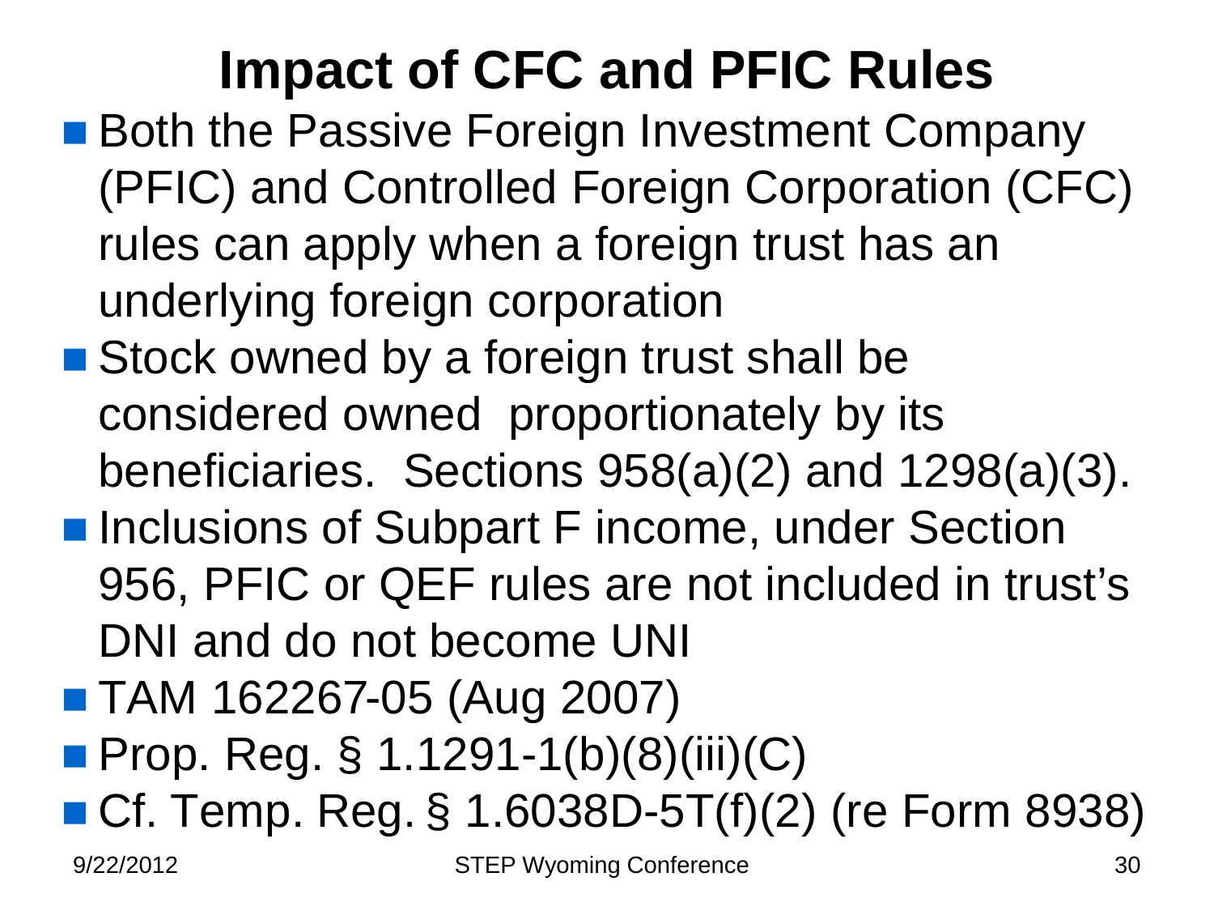# Impact of CFC and PFIC Rules

- Both the Passive Foreign Investment Company (PFIC) and Controlled Foreign Corporation (CFC) rules can apply when a foreign trust has an underlying foreign corporation
- Stock owned by a foreign trust shall be considered owned proportionately by its beneficiaries. Sections 958(a)(2) and 1298(a)(3).
- Inclusions of Subpart F income, under Section 956, PFIC or QEF rules are not included in trust's DNI and do not become UNI
- TAM 162267-05 (Aug 2007)
- Prop. Reg. § 1.1291-1(b)(8)(iii)(C)
- Cf. Temp. Reg. § 1.6038D-5T(f)(2) (re Form 8938)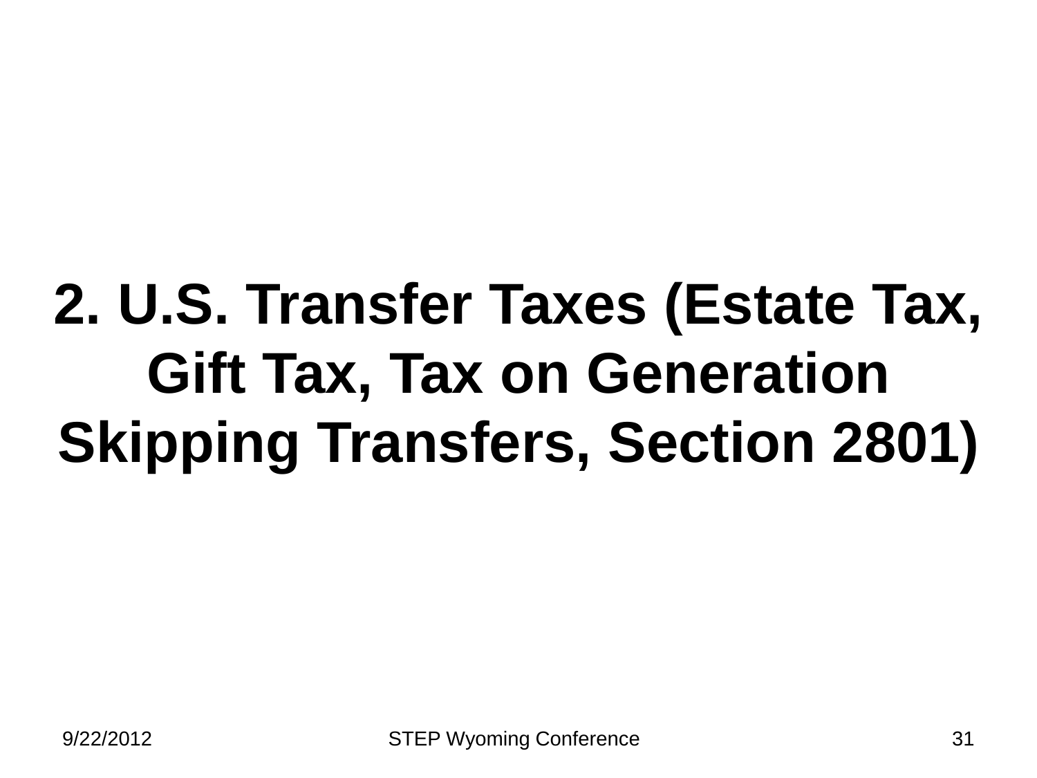# 2. U.S. Transfer Taxes (Estate Tax, Gift Tax, Tax on Generation Skipping Transfers, Section 2801)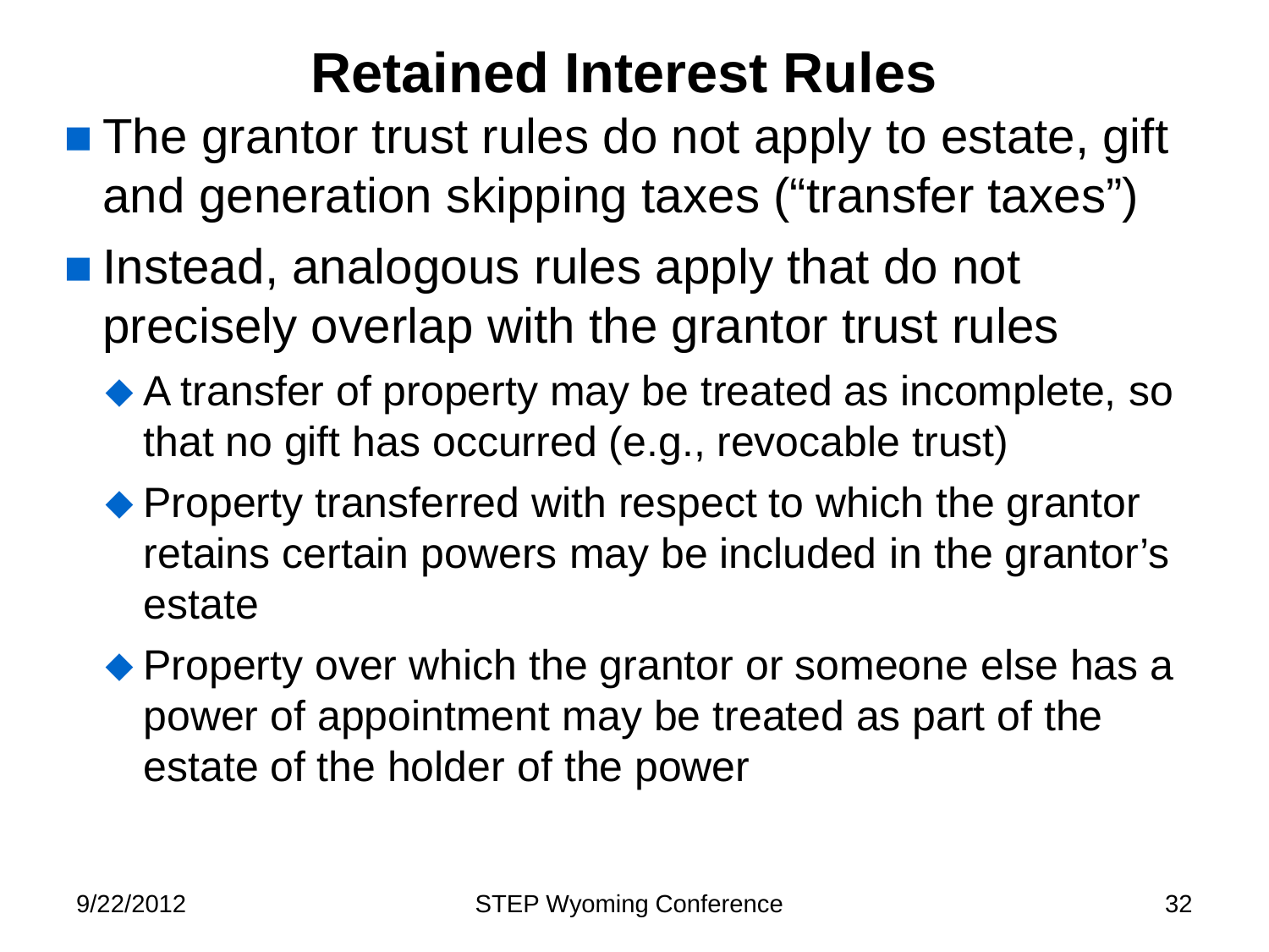# Retained Interest Rules

- The grantor trust rules do not apply to estate, gift and generation skipping taxes (“transfer taxes”)
- Instead, analogous rules apply that do not precisely overlap with the grantor trust rules
  - A transfer of property may be treated as incomplete, so that no gift has occurred (e.g., revocable trust)
  - Property transferred with respect to which the grantor retains certain powers may be included in the grantor’s estate
  - Property over which the grantor or someone else has a power of appointment may be treated as part of the estate of the holder of the power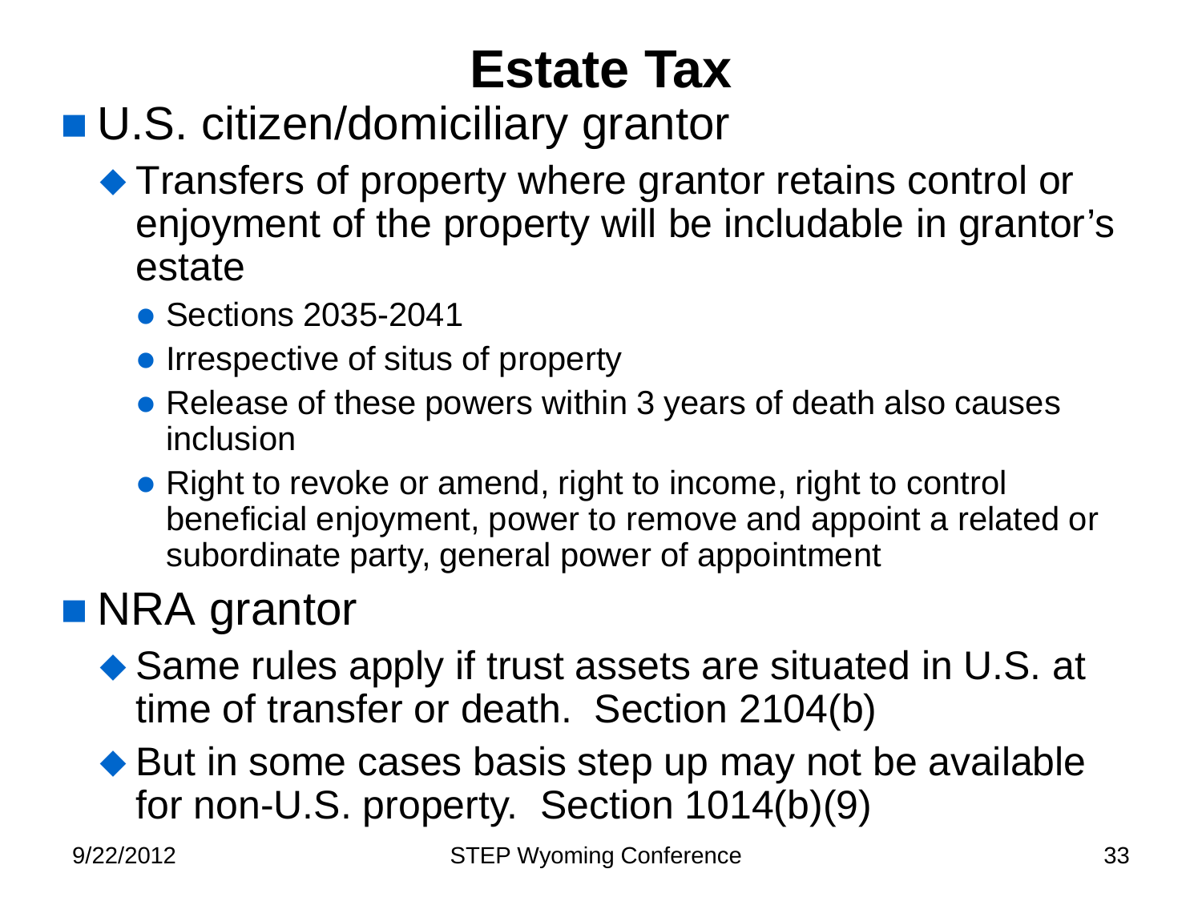# Estate Tax

- U.S. citizen/domiciliary grantor
  - Transfers of property where grantor retains control or enjoyment of the property will be includable in grantor's estate
    - Sections 2035-2041
    - Irrespective of situs of property
    - Release of these powers within 3 years of death also causes inclusion
    - Right to revoke or amend, right to income, right to control beneficial enjoyment, power to remove and appoint a related or subordinate party, general power of appointment
- NRA grantor
  - Same rules apply if trust assets are situated in U.S. at time of transfer or death. Section 2104(b)
  - But in some cases basis step up may not be available for non-U.S. property. Section 1014(b)(9)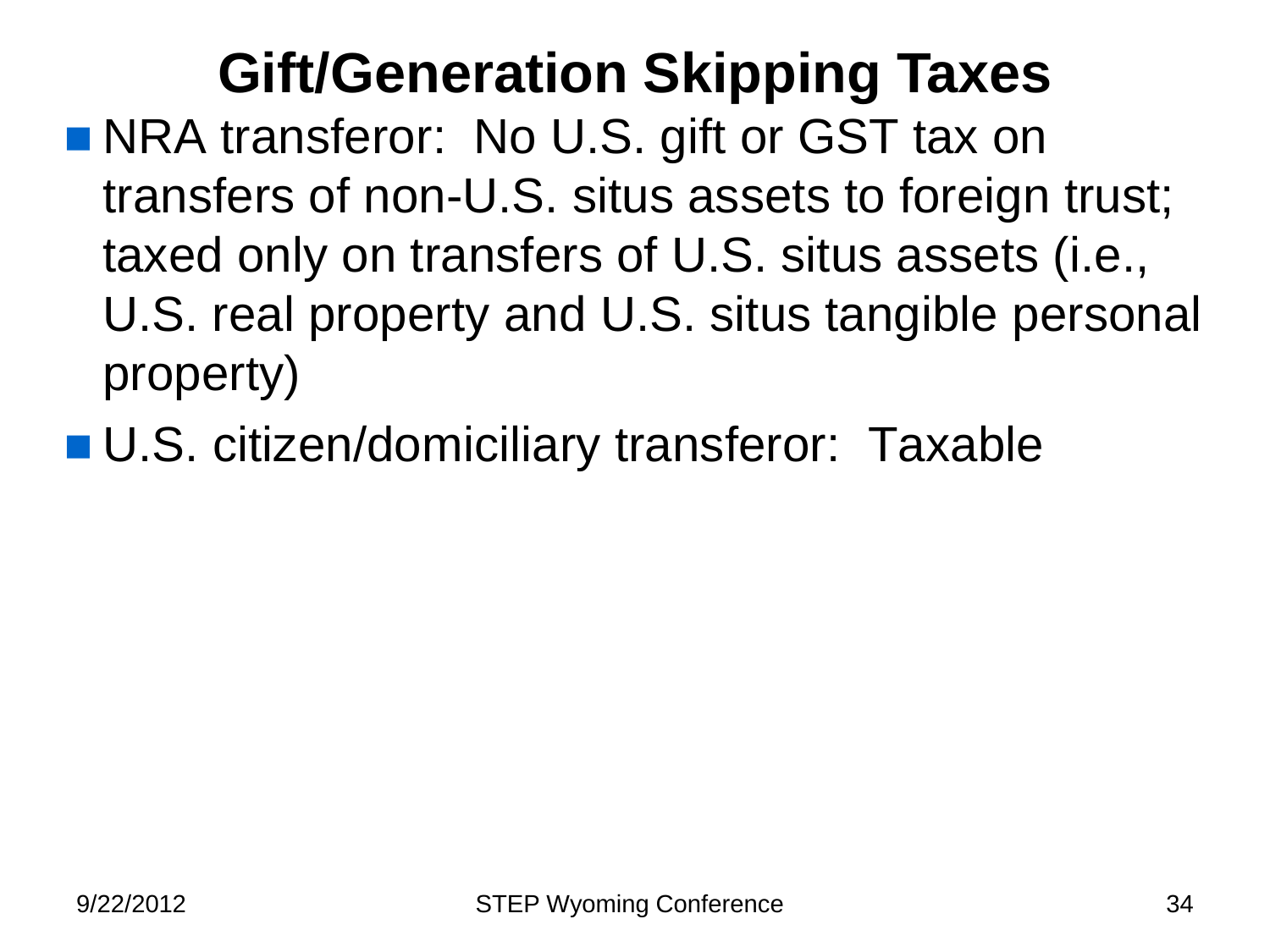# Gift/Generation Skipping Taxes

- NRA transferor: No U.S. gift or GST tax on transfers of non-U.S. situs assets to foreign trust; taxed only on transfers of U.S. situs assets (i.e., U.S. real property and U.S. situs tangible personal property)
- U.S. citizen/domiciliary transferor: Taxable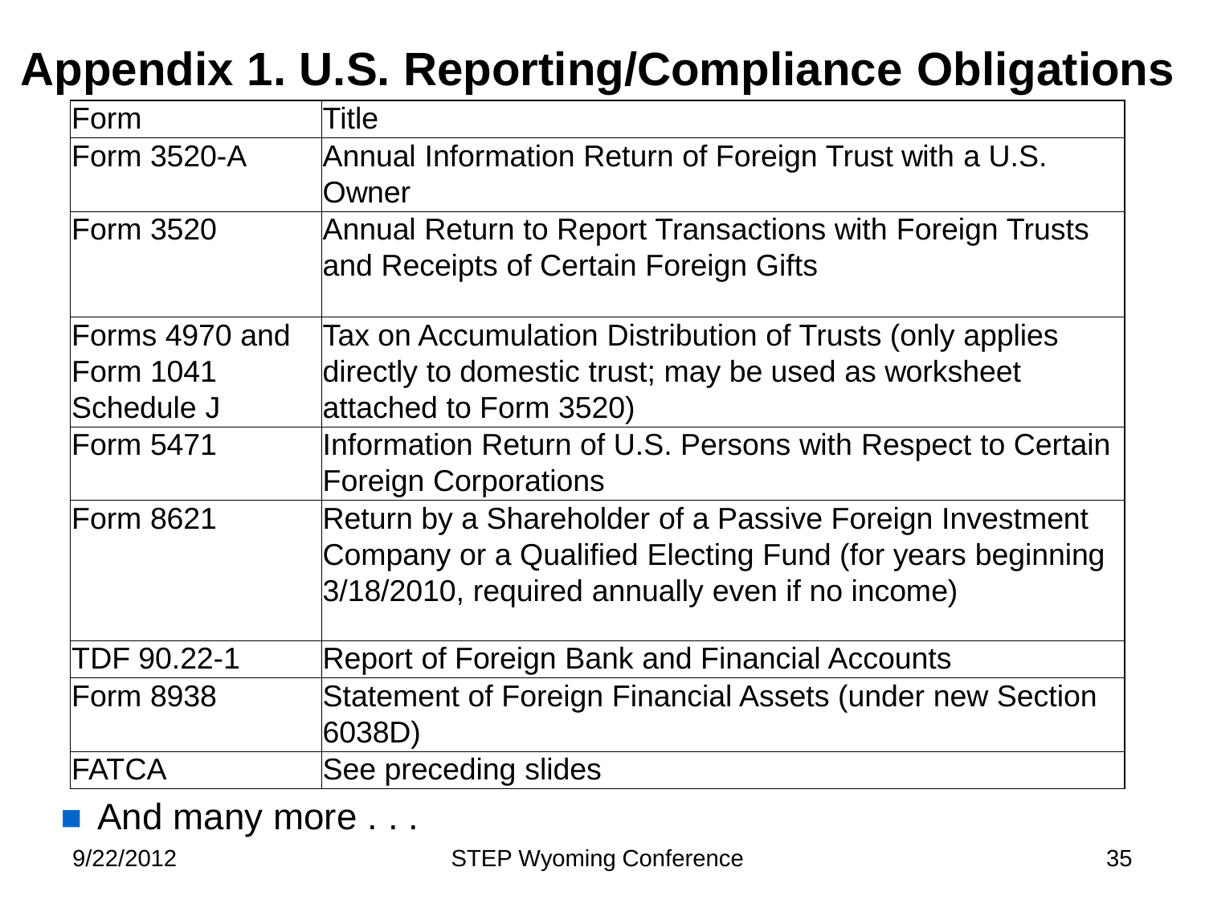# Appendix 1. U.S. Reporting/Compliance Obligations

| Form | Title |
|---|---|
| Form 3520-A | Annual Information Return of Foreign Trust with a U.S. Owner |
| Form 3520 | Annual Return to Report Transactions with Foreign Trusts and Receipts of Certain Foreign Gifts |
| Forms 4970 and Form 1041 Schedule J | Tax on Accumulation Distribution of Trusts (only applies directly to domestic trust; may be used as worksheet attached to Form 3520) |
| Form 5471 | Information Return of U.S. Persons with Respect to Certain Foreign Corporations |
| Form 8621 | Return by a Shareholder of a Passive Foreign Investment Company or a Qualified Electing Fund (for years beginning 3/18/2010, required annually even if no income) |
| TDF 90.22-1 | Report of Foreign Bank and Financial Accounts |
| Form 8938 | Statement of Foreign Financial Assets (under new Section 6038D) |
| FATCA | See preceding slides |

- And many more . . .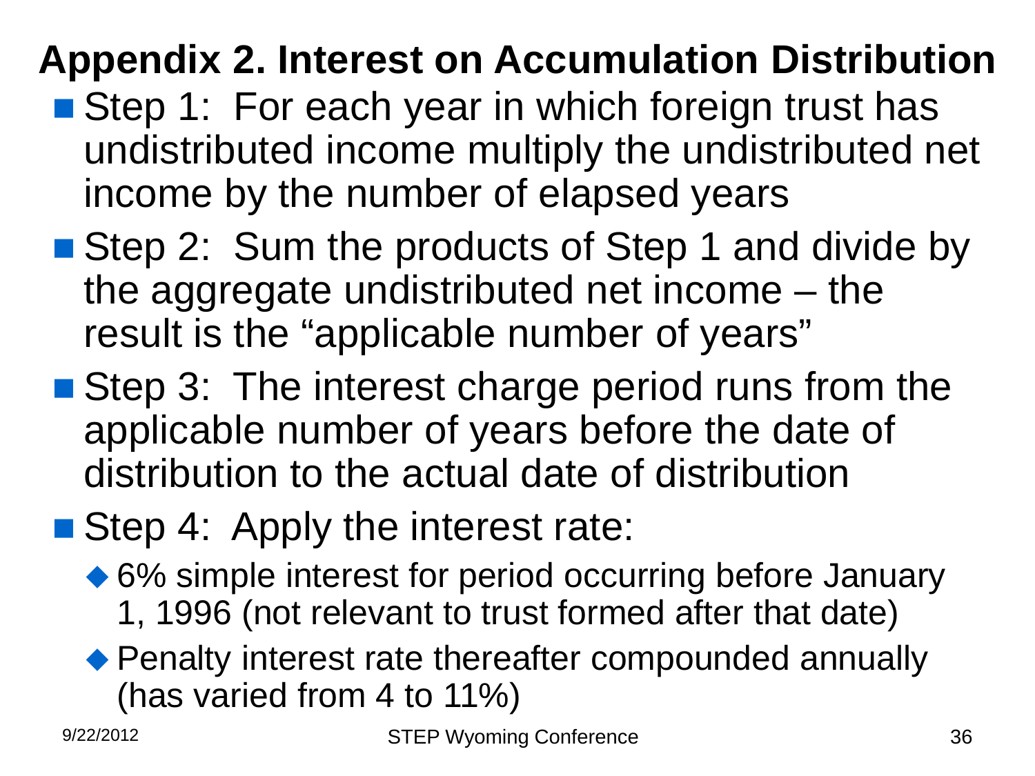# Appendix 2. Interest on Accumulation Distribution

- Step 1: For each year in which foreign trust has undistributed income multiply the undistributed net income by the number of elapsed years
- Step 2: Sum the products of Step 1 and divide by the aggregate undistributed net income – the result is the "applicable number of years"
- Step 3: The interest charge period runs from the applicable number of years before the date of distribution to the actual date of distribution
- Step 4: Apply the interest rate:
  - 6% simple interest for period occurring before January 1, 1996 (not relevant to trust formed after that date)
  - Penalty interest rate thereafter compounded annually (has varied from 4 to 11%)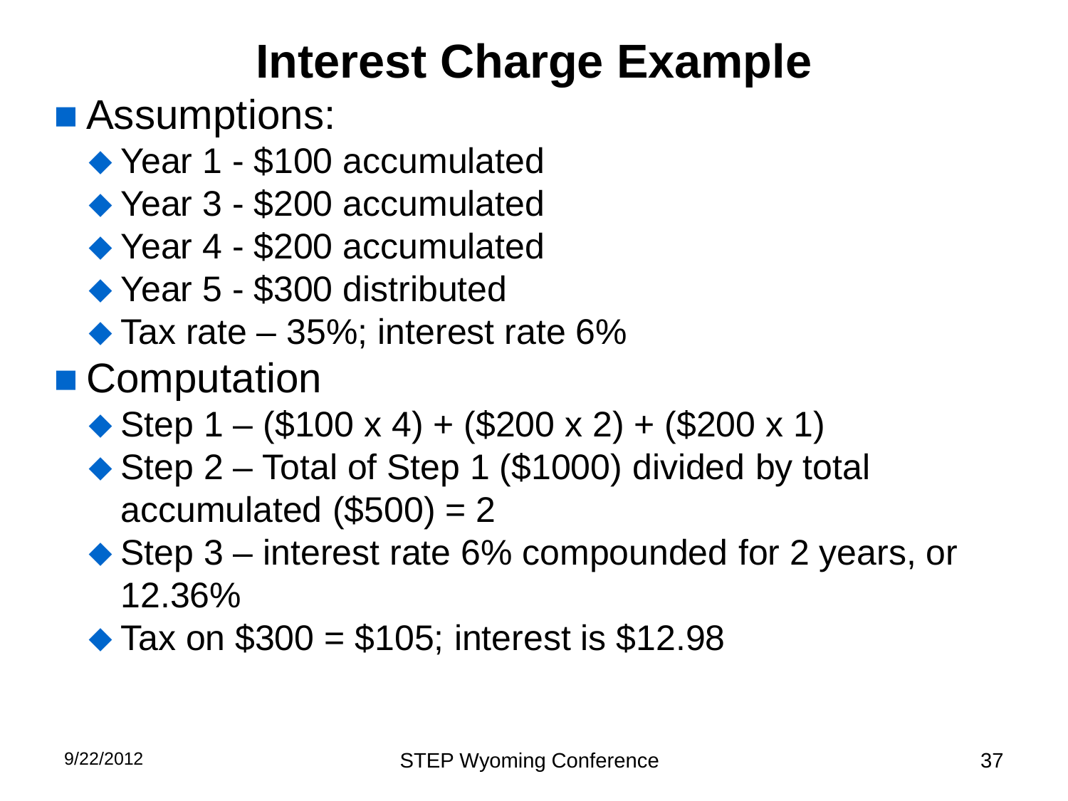# Interest Charge Example

- Assumptions:
  - Year 1 - \$100 accumulated
  - Year 3 - \$200 accumulated
  - Year 4 - \$200 accumulated
  - Year 5 - \$300 distributed
  - Tax rate – 35%; interest rate 6%
- Computation
  - Step 1 – (\$100 x 4) + (\$200 x 2) + (\$200 x 1)
  - Step 2 – Total of Step 1 (\$1000) divided by total accumulated (\$500) = 2
  - Step 3 – interest rate 6% compounded for 2 years, or 12.36%
  - Tax on \$300 = \$105; interest is \$12.98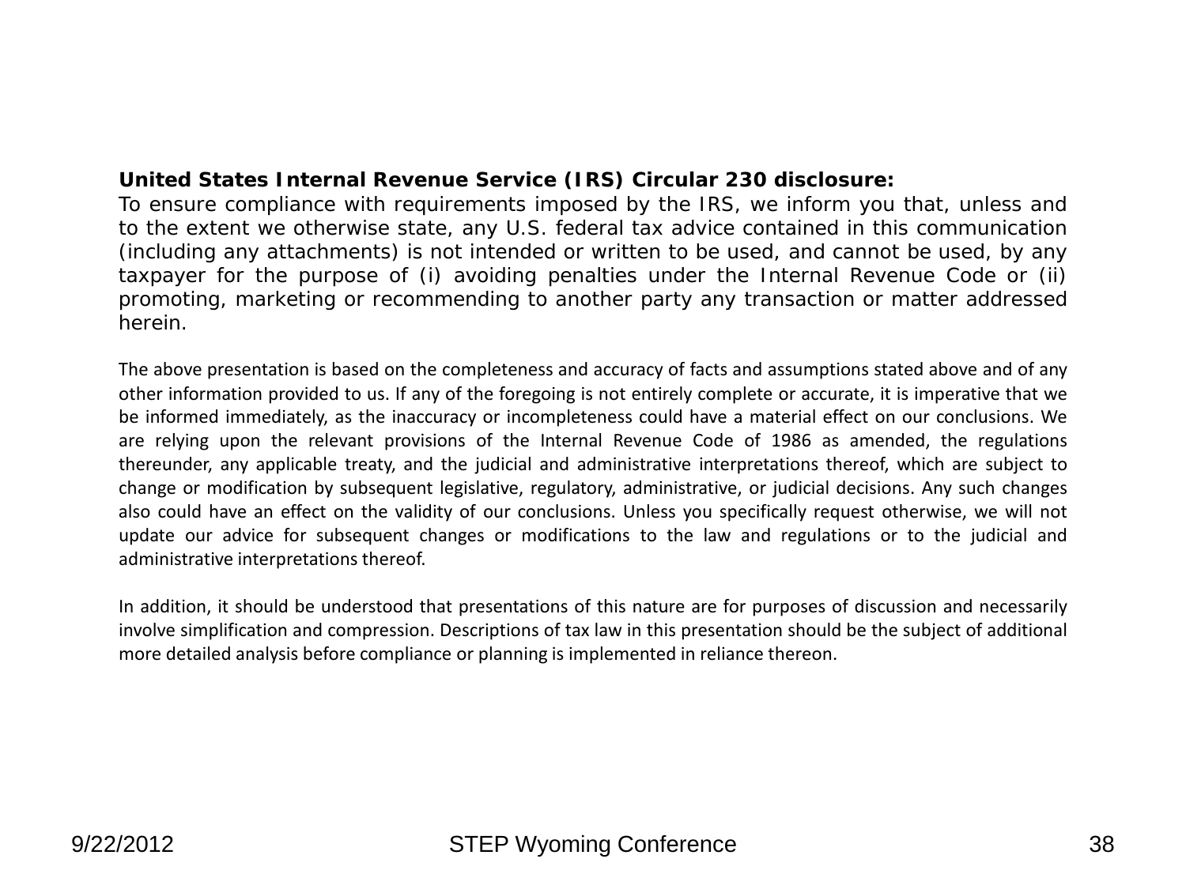**United States Internal Revenue Service (IRS) Circular 230 disclosure:**

To ensure compliance with requirements imposed by the IRS, we inform you that, unless and to the extent we otherwise state, any U.S. federal tax advice contained in this communication (including any attachments) is not intended or written to be used, and cannot be used, by any taxpayer for the purpose of (i) avoiding penalties under the Internal Revenue Code or (ii) promoting, marketing or recommending to another party any transaction or matter addressed herein.

The above presentation is based on the completeness and accuracy of facts and assumptions stated above and of any other information provided to us. If any of the foregoing is not entirely complete or accurate, it is imperative that we be informed immediately, as the inaccuracy or incompleteness could have a material effect on our conclusions. We are relying upon the relevant provisions of the Internal Revenue Code of 1986 as amended, the regulations thereunder, any applicable treaty, and the judicial and administrative interpretations thereof, which are subject to change or modification by subsequent legislative, regulatory, administrative, or judicial decisions. Any such changes also could have an effect on the validity of our conclusions. Unless you specifically request otherwise, we will not update our advice for subsequent changes or modifications to the law and regulations or to the judicial and administrative interpretations thereof.

In addition, it should be understood that presentations of this nature are for purposes of discussion and necessarily involve simplification and compression. Descriptions of tax law in this presentation should be the subject of additional more detailed analysis before compliance or planning is implemented in reliance thereon.